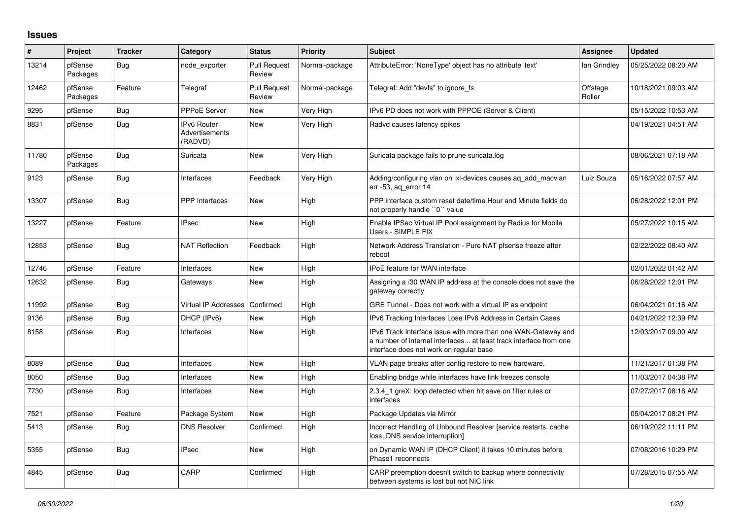## Issues

| # | Project | Tracker | Category | Status | Priority | Subject | Assignee | Updated |
|---|---|---|---|---|---|---|---|---|
| 13214 | pfSense Packages | Bug | node_exporter | Pull Request Review | Normal-package | AttributeError: 'NoneType' object has no attribute 'text' | Ian Grindley | 05/25/2022 08:20 AM |
| 12462 | pfSense Packages | Feature | Telegraf | Pull Request Review | Normal-package | Telegraf: Add "devfs" to ignore_fs | Offstage Roller | 10/18/2021 09:03 AM |
| 9295 | pfSense | Bug | PPPoE Server | New | Very High | IPv6 PD does not work with PPPOE (Server & Client) | | 05/15/2022 10:53 AM |
| 8831 | pfSense | Bug | IPv6 Router Advertisements (RADVD) | New | Very High | Radvd causes latency spikes | | 04/19/2021 04:51 AM |
| 11780 | pfSense Packages | Bug | Suricata | New | Very High | Suricata package fails to prune suricata.log | | 08/06/2021 07:18 AM |
| 9123 | pfSense | Bug | Interfaces | Feedback | Very High | Adding/configuring vlan on ixl-devices causes aq_add_macvlan err -53, aq_error 14 | Luiz Souza | 05/16/2022 07:57 AM |
| 13307 | pfSense | Bug | PPP Interfaces | New | High | PPP interface custom reset date/time Hour and Minute fields do not properly handle ``0`` value | | 06/28/2022 12:01 PM |
| 13227 | pfSense | Feature | IPsec | New | High | Enable IPSec Virtual IP Pool assignment by Radius for Mobile Users - SIMPLE FIX | | 05/27/2022 10:15 AM |
| 12853 | pfSense | Bug | NAT Reflection | Feedback | High | Network Address Translation - Pure NAT pfsense freeze after reboot | | 02/22/2022 08:40 AM |
| 12746 | pfSense | Feature | Interfaces | New | High | IPoE feature for WAN interface | | 02/01/2022 01:42 AM |
| 12632 | pfSense | Bug | Gateways | New | High | Assigning a /30 WAN IP address at the console does not save the gateway correctly | | 06/28/2022 12:01 PM |
| 11992 | pfSense | Bug | Virtual IP Addresses | Confirmed | High | GRE Tunnel - Does not work with a virtual IP as endpoint | | 06/04/2021 01:16 AM |
| 9136 | pfSense | Bug | DHCP (IPv6) | New | High | IPv6 Tracking Interfaces Lose IPv6 Address in Certain Cases | | 04/21/2022 12:39 PM |
| 8158 | pfSense | Bug | Interfaces | New | High | IPv6 Track Interface issue with more than one WAN-Gateway and a number of internal interfaces... at least track interface from one interface does not work on regular base | | 12/03/2017 09:00 AM |
| 8089 | pfSense | Bug | Interfaces | New | High | VLAN page breaks after config restore to new hardware. | | 11/21/2017 01:38 PM |
| 8050 | pfSense | Bug | Interfaces | New | High | Enabling bridge while interfaces have link freezes console | | 11/03/2017 04:38 PM |
| 7730 | pfSense | Bug | Interfaces | New | High | 2.3.4_1 greX: loop detected when hit save on filter rules or interfaces | | 07/27/2017 08:16 AM |
| 7521 | pfSense | Feature | Package System | New | High | Package Updates via Mirror | | 05/04/2017 08:21 PM |
| 5413 | pfSense | Bug | DNS Resolver | Confirmed | High | Incorrect Handling of Unbound Resolver [service restarts, cache loss, DNS service interruption] | | 06/19/2022 11:11 PM |
| 5355 | pfSense | Bug | IPsec | New | High | on Dynamic WAN IP (DHCP Client) it takes 10 minutes before Phase1 reconnects | | 07/08/2016 10:29 PM |
| 4845 | pfSense | Bug | CARP | Confirmed | High | CARP preemption doesn't switch to backup where connectivity between systems is lost but not NIC link | | 07/28/2015 07:55 AM |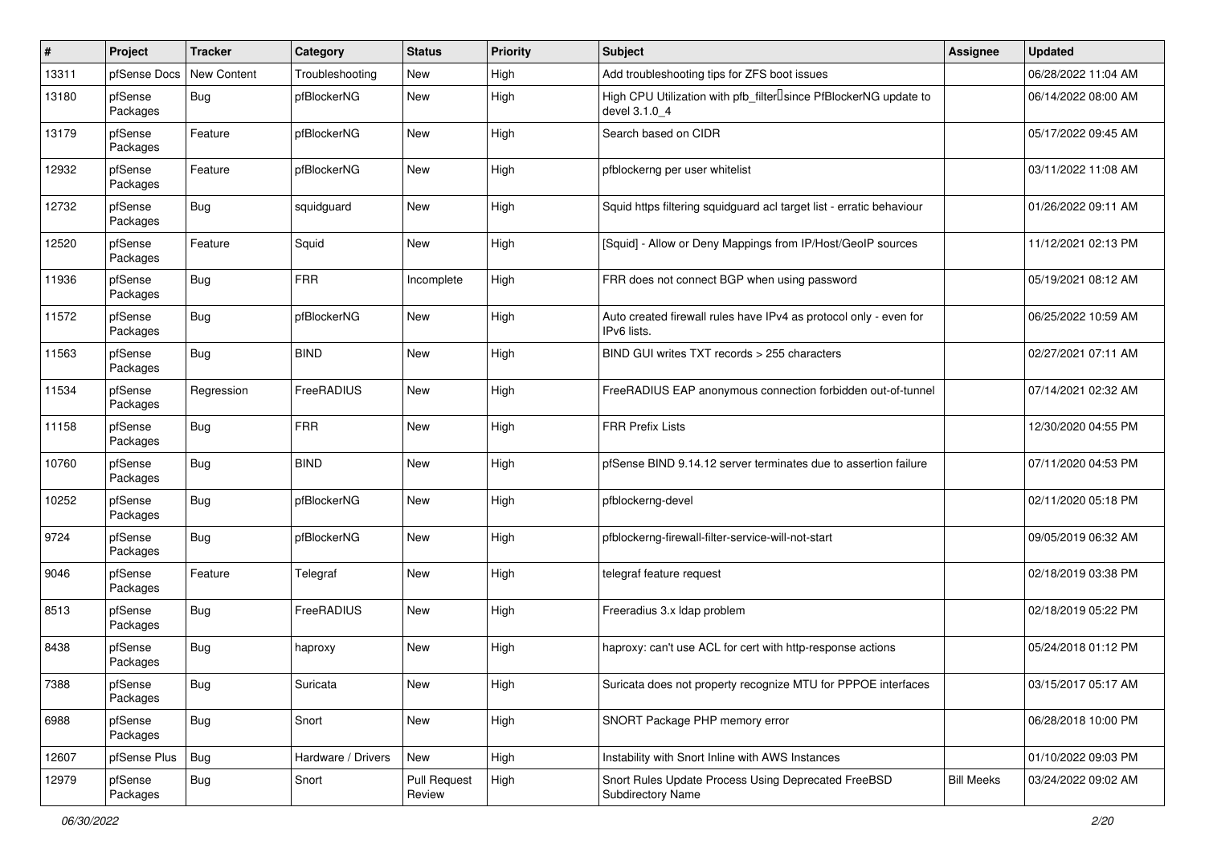| # | Project | Tracker | Category | Status | Priority | Subject | Assignee | Updated |
|---|---|---|---|---|---|---|---|---|
| 13311 | pfSense Docs | New Content | Troubleshooting | New | High | Add troubleshooting tips for ZFS boot issues | | 06/28/2022 11:04 AM |
| 13180 | pfSense Packages | Bug | pfBlockerNG | New | High | High CPU Utilization with pfb_filter since PfBlockerNG update to devel 3.1.0_4 | | 06/14/2022 08:00 AM |
| 13179 | pfSense Packages | Feature | pfBlockerNG | New | High | Search based on CIDR | | 05/17/2022 09:45 AM |
| 12932 | pfSense Packages | Feature | pfBlockerNG | New | High | pfblockerng per user whitelist | | 03/11/2022 11:08 AM |
| 12732 | pfSense Packages | Bug | squidguard | New | High | Squid https filtering squidguard acl target list - erratic behaviour | | 01/26/2022 09:11 AM |
| 12520 | pfSense Packages | Feature | Squid | New | High | [Squid] - Allow or Deny Mappings from IP/Host/GeoIP sources | | 11/12/2021 02:13 PM |
| 11936 | pfSense Packages | Bug | FRR | Incomplete | High | FRR does not connect BGP when using password | | 05/19/2021 08:12 AM |
| 11572 | pfSense Packages | Bug | pfBlockerNG | New | High | Auto created firewall rules have IPv4 as protocol only - even for IPv6 lists. | | 06/25/2022 10:59 AM |
| 11563 | pfSense Packages | Bug | BIND | New | High | BIND GUI writes TXT records > 255 characters | | 02/27/2021 07:11 AM |
| 11534 | pfSense Packages | Regression | FreeRADIUS | New | High | FreeRADIUS EAP anonymous connection forbidden out-of-tunnel | | 07/14/2021 02:32 AM |
| 11158 | pfSense Packages | Bug | FRR | New | High | FRR Prefix Lists | | 12/30/2020 04:55 PM |
| 10760 | pfSense Packages | Bug | BIND | New | High | pfSense BIND 9.14.12 server terminates due to assertion failure | | 07/11/2020 04:53 PM |
| 10252 | pfSense Packages | Bug | pfBlockerNG | New | High | pfblockerng-devel | | 02/11/2020 05:18 PM |
| 9724 | pfSense Packages | Bug | pfBlockerNG | New | High | pfblockerng-firewall-filter-service-will-not-start | | 09/05/2019 06:32 AM |
| 9046 | pfSense Packages | Feature | Telegraf | New | High | telegraf feature request | | 02/18/2019 03:38 PM |
| 8513 | pfSense Packages | Bug | FreeRADIUS | New | High | Freeradius 3.x ldap problem | | 02/18/2019 05:22 PM |
| 8438 | pfSense Packages | Bug | haproxy | New | High | haproxy: can't use ACL for cert with http-response actions | | 05/24/2018 01:12 PM |
| 7388 | pfSense Packages | Bug | Suricata | New | High | Suricata does not property recognize MTU for PPPOE interfaces | | 03/15/2017 05:17 AM |
| 6988 | pfSense Packages | Bug | Snort | New | High | SNORT Package PHP memory error | | 06/28/2018 10:00 PM |
| 12607 | pfSense Plus | Bug | Hardware / Drivers | New | High | Instability with Snort Inline with AWS Instances | | 01/10/2022 09:03 PM |
| 12979 | pfSense Packages | Bug | Snort | Pull Request Review | High | Snort Rules Update Process Using Deprecated FreeBSD Subdirectory Name | Bill Meeks | 03/24/2022 09:02 AM |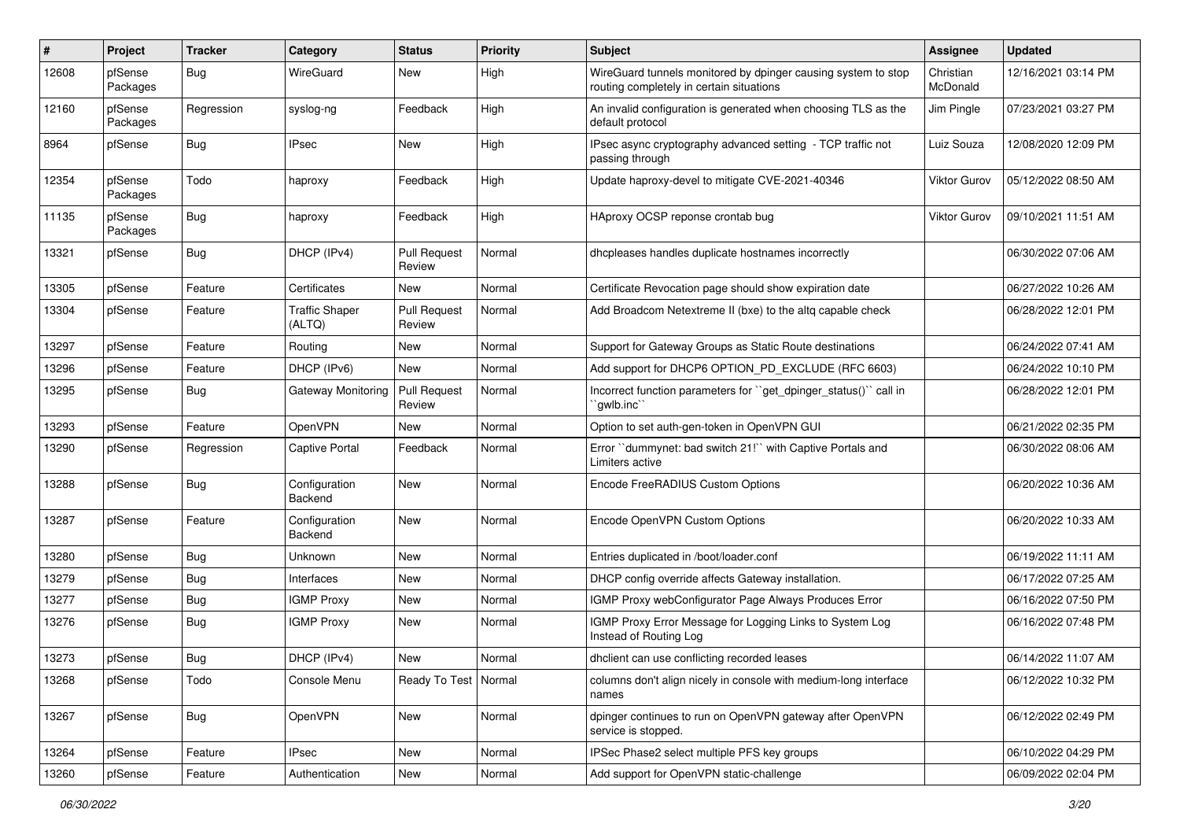| # | Project | Tracker | Category | Status | Priority | Subject | Assignee | Updated |
|---|---|---|---|---|---|---|---|---|
| 12608 | pfSense Packages | Bug | WireGuard | New | High | WireGuard tunnels monitored by dpinger causing system to stop routing completely in certain situations | Christian McDonald | 12/16/2021 03:14 PM |
| 12160 | pfSense Packages | Regression | syslog-ng | Feedback | High | An invalid configuration is generated when choosing TLS as the default protocol | Jim Pingle | 07/23/2021 03:27 PM |
| 8964 | pfSense | Bug | IPsec | New | High | IPsec async cryptography advanced setting - TCP traffic not passing through | Luiz Souza | 12/08/2020 12:09 PM |
| 12354 | pfSense Packages | Todo | haproxy | Feedback | High | Update haproxy-devel to mitigate CVE-2021-40346 | Viktor Gurov | 05/12/2022 08:50 AM |
| 11135 | pfSense Packages | Bug | haproxy | Feedback | High | HAproxy OCSP reponse crontab bug | Viktor Gurov | 09/10/2021 11:51 AM |
| 13321 | pfSense | Bug | DHCP (IPv4) | Pull Request Review | Normal | dhcpleases handles duplicate hostnames incorrectly | | 06/30/2022 07:06 AM |
| 13305 | pfSense | Feature | Certificates | New | Normal | Certificate Revocation page should show expiration date | | 06/27/2022 10:26 AM |
| 13304 | pfSense | Feature | Traffic Shaper (ALTQ) | Pull Request Review | Normal | Add Broadcom Netextreme II (bxe) to the altq capable check | | 06/28/2022 12:01 PM |
| 13297 | pfSense | Feature | Routing | New | Normal | Support for Gateway Groups as Static Route destinations | | 06/24/2022 07:41 AM |
| 13296 | pfSense | Feature | DHCP (IPv6) | New | Normal | Add support for DHCP6 OPTION_PD_EXCLUDE (RFC 6603) | | 06/24/2022 10:10 PM |
| 13295 | pfSense | Bug | Gateway Monitoring | Pull Request Review | Normal | Incorrect function parameters for ``get_dpinger_status()`` call in ``gwlb.inc`` | | 06/28/2022 12:01 PM |
| 13293 | pfSense | Feature | OpenVPN | New | Normal | Option to set auth-gen-token in OpenVPN GUI | | 06/21/2022 02:35 PM |
| 13290 | pfSense | Regression | Captive Portal | Feedback | Normal | Error ``dummynet: bad switch 21!`` with Captive Portals and Limiters active | | 06/30/2022 08:06 AM |
| 13288 | pfSense | Bug | Configuration Backend | New | Normal | Encode FreeRADIUS Custom Options | | 06/20/2022 10:36 AM |
| 13287 | pfSense | Feature | Configuration Backend | New | Normal | Encode OpenVPN Custom Options | | 06/20/2022 10:33 AM |
| 13280 | pfSense | Bug | Unknown | New | Normal | Entries duplicated in /boot/loader.conf | | 06/19/2022 11:11 AM |
| 13279 | pfSense | Bug | Interfaces | New | Normal | DHCP config override affects Gateway installation. | | 06/17/2022 07:25 AM |
| 13277 | pfSense | Bug | IGMP Proxy | New | Normal | IGMP Proxy webConfigurator Page Always Produces Error | | 06/16/2022 07:50 PM |
| 13276 | pfSense | Bug | IGMP Proxy | New | Normal | IGMP Proxy Error Message for Logging Links to System Log Instead of Routing Log | | 06/16/2022 07:48 PM |
| 13273 | pfSense | Bug | DHCP (IPv4) | New | Normal | dhclient can use conflicting recorded leases | | 06/14/2022 11:07 AM |
| 13268 | pfSense | Todo | Console Menu | Ready To Test | Normal | columns don't align nicely in console with medium-long interface names | | 06/12/2022 10:32 PM |
| 13267 | pfSense | Bug | OpenVPN | New | Normal | dpinger continues to run on OpenVPN gateway after OpenVPN service is stopped. | | 06/12/2022 02:49 PM |
| 13264 | pfSense | Feature | IPsec | New | Normal | IPSec Phase2 select multiple PFS key groups | | 06/10/2022 04:29 PM |
| 13260 | pfSense | Feature | Authentication | New | Normal | Add support for OpenVPN static-challenge | | 06/09/2022 02:04 PM |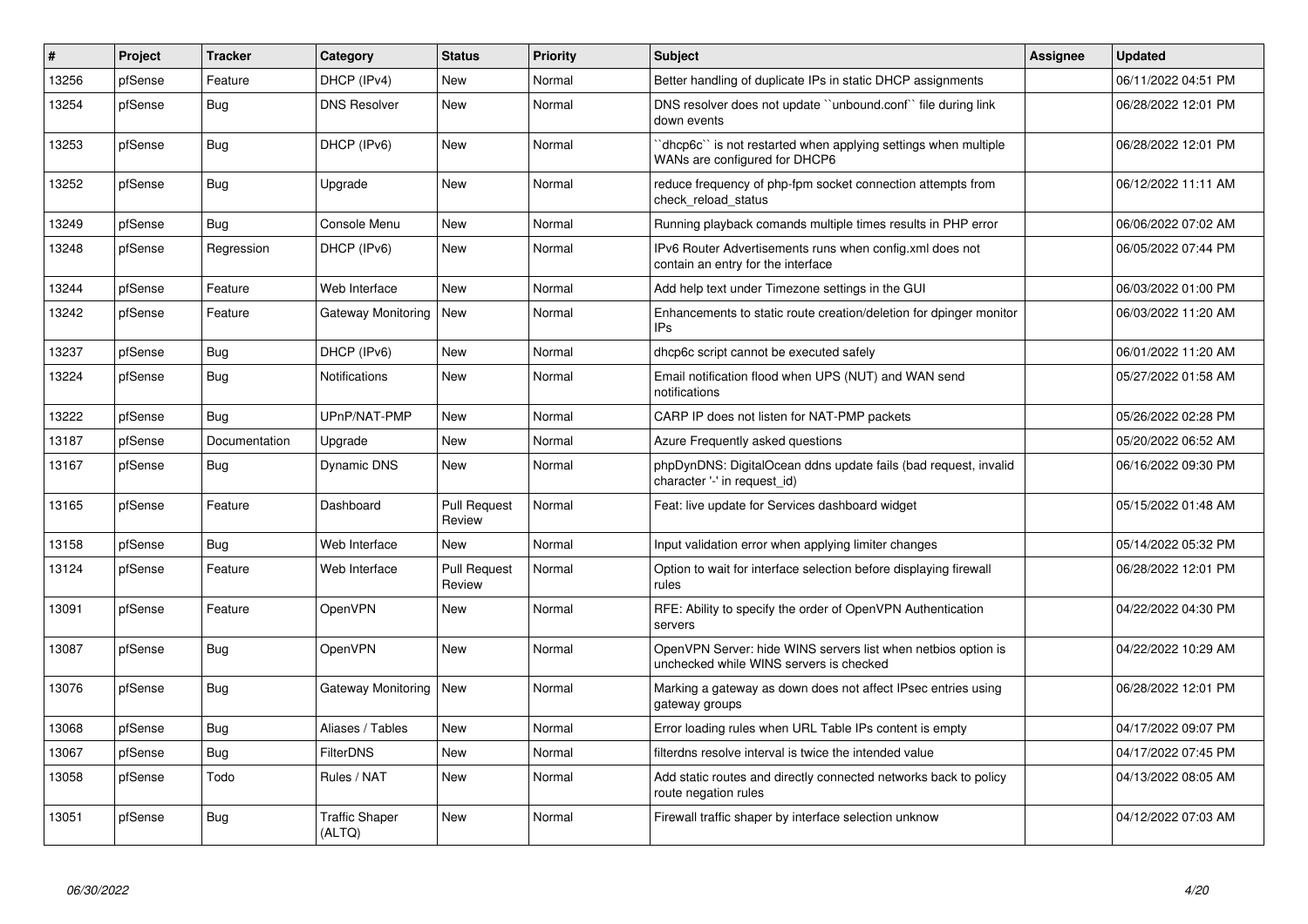| # | Project | Tracker | Category | Status | Priority | Subject | Assignee | Updated |
|---|---|---|---|---|---|---|---|---|
| 13256 | pfSense | Feature | DHCP (IPv4) | New | Normal | Better handling of duplicate IPs in static DHCP assignments | | 06/11/2022 04:51 PM |
| 13254 | pfSense | Bug | DNS Resolver | New | Normal | DNS resolver does not update ``unbound.conf`` file during link down events | | 06/28/2022 12:01 PM |
| 13253 | pfSense | Bug | DHCP (IPv6) | New | Normal | ``dhcp6c`` is not restarted when applying settings when multiple WANs are configured for DHCP6 | | 06/28/2022 12:01 PM |
| 13252 | pfSense | Bug | Upgrade | New | Normal | reduce frequency of php-fpm socket connection attempts from check_reload_status | | 06/12/2022 11:11 AM |
| 13249 | pfSense | Bug | Console Menu | New | Normal | Running playback comands multiple times results in PHP error | | 06/06/2022 07:02 AM |
| 13248 | pfSense | Regression | DHCP (IPv6) | New | Normal | IPv6 Router Advertisements runs when config.xml does not contain an entry for the interface | | 06/05/2022 07:44 PM |
| 13244 | pfSense | Feature | Web Interface | New | Normal | Add help text under Timezone settings in the GUI | | 06/03/2022 01:00 PM |
| 13242 | pfSense | Feature | Gateway Monitoring | New | Normal | Enhancements to static route creation/deletion for dpinger monitor IPs | | 06/03/2022 11:20 AM |
| 13237 | pfSense | Bug | DHCP (IPv6) | New | Normal | dhcp6c script cannot be executed safely | | 06/01/2022 11:20 AM |
| 13224 | pfSense | Bug | Notifications | New | Normal | Email notification flood when UPS (NUT) and WAN send notifications | | 05/27/2022 01:58 AM |
| 13222 | pfSense | Bug | UPnP/NAT-PMP | New | Normal | CARP IP does not listen for NAT-PMP packets | | 05/26/2022 02:28 PM |
| 13187 | pfSense | Documentation | Upgrade | New | Normal | Azure Frequently asked questions | | 05/20/2022 06:52 AM |
| 13167 | pfSense | Bug | Dynamic DNS | New | Normal | phpDynDNS: DigitalOcean ddns update fails (bad request, invalid character '-' in request_id) | | 06/16/2022 09:30 PM |
| 13165 | pfSense | Feature | Dashboard | Pull Request Review | Normal | Feat: live update for Services dashboard widget | | 05/15/2022 01:48 AM |
| 13158 | pfSense | Bug | Web Interface | New | Normal | Input validation error when applying limiter changes | | 05/14/2022 05:32 PM |
| 13124 | pfSense | Feature | Web Interface | Pull Request Review | Normal | Option to wait for interface selection before displaying firewall rules | | 06/28/2022 12:01 PM |
| 13091 | pfSense | Feature | OpenVPN | New | Normal | RFE: Ability to specify the order of OpenVPN Authentication servers | | 04/22/2022 04:30 PM |
| 13087 | pfSense | Bug | OpenVPN | New | Normal | OpenVPN Server: hide WINS servers list when netbios option is unchecked while WINS servers is checked | | 04/22/2022 10:29 AM |
| 13076 | pfSense | Bug | Gateway Monitoring | New | Normal | Marking a gateway as down does not affect IPsec entries using gateway groups | | 06/28/2022 12:01 PM |
| 13068 | pfSense | Bug | Aliases / Tables | New | Normal | Error loading rules when URL Table IPs content is empty | | 04/17/2022 09:07 PM |
| 13067 | pfSense | Bug | FilterDNS | New | Normal | filterdns resolve interval is twice the intended value | | 04/17/2022 07:45 PM |
| 13058 | pfSense | Todo | Rules / NAT | New | Normal | Add static routes and directly connected networks back to policy route negation rules | | 04/13/2022 08:05 AM |
| 13051 | pfSense | Bug | Traffic Shaper (ALTQ) | New | Normal | Firewall traffic shaper by interface selection unknow | | 04/12/2022 07:03 AM |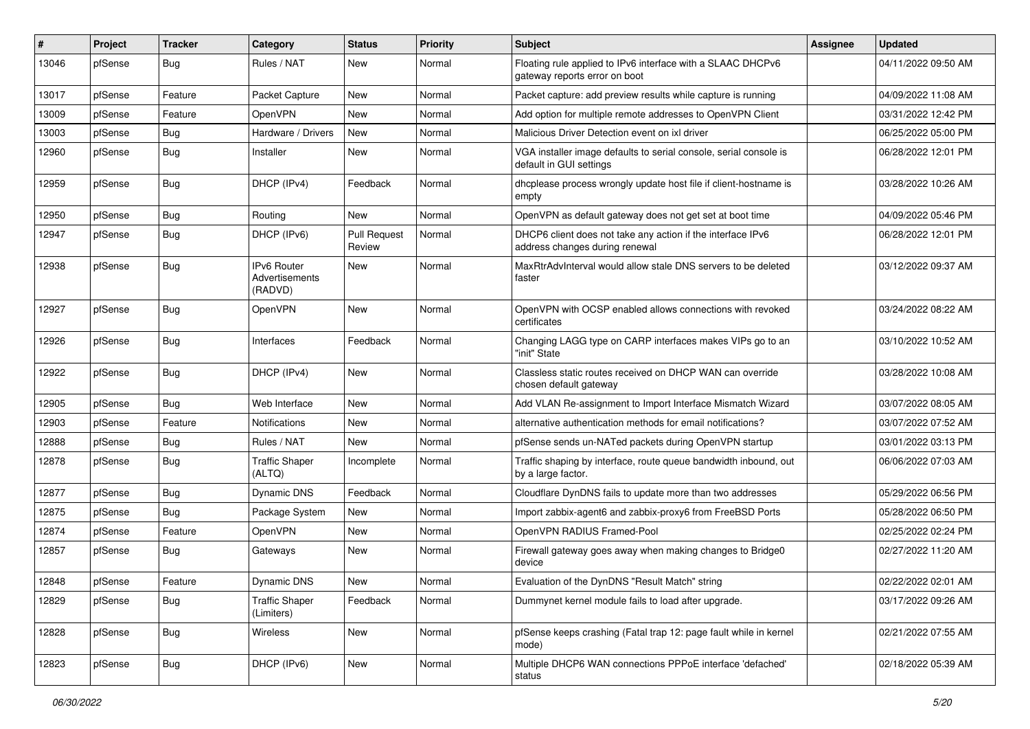| # | Project | Tracker | Category | Status | Priority | Subject | Assignee | Updated |
|---|---|---|---|---|---|---|---|---|
| 13046 | pfSense | Bug | Rules / NAT | New | Normal | Floating rule applied to IPv6 interface with a SLAAC DHCPv6 gateway reports error on boot | | 04/11/2022 09:50 AM |
| 13017 | pfSense | Feature | Packet Capture | New | Normal | Packet capture: add preview results while capture is running | | 04/09/2022 11:08 AM |
| 13009 | pfSense | Feature | OpenVPN | New | Normal | Add option for multiple remote addresses to OpenVPN Client | | 03/31/2022 12:42 PM |
| 13003 | pfSense | Bug | Hardware / Drivers | New | Normal | Malicious Driver Detection event on ixl driver | | 06/25/2022 05:00 PM |
| 12960 | pfSense | Bug | Installer | New | Normal | VGA installer image defaults to serial console, serial console is default in GUI settings | | 06/28/2022 12:01 PM |
| 12959 | pfSense | Bug | DHCP (IPv4) | Feedback | Normal | dhcplease process wrongly update host file if client-hostname is empty | | 03/28/2022 10:26 AM |
| 12950 | pfSense | Bug | Routing | New | Normal | OpenVPN as default gateway does not get set at boot time | | 04/09/2022 05:46 PM |
| 12947 | pfSense | Bug | DHCP (IPv6) | Pull Request Review | Normal | DHCP6 client does not take any action if the interface IPv6 address changes during renewal | | 06/28/2022 12:01 PM |
| 12938 | pfSense | Bug | IPv6 Router Advertisements (RADVD) | New | Normal | MaxRtrAdvInterval would allow stale DNS servers to be deleted faster | | 03/12/2022 09:37 AM |
| 12927 | pfSense | Bug | OpenVPN | New | Normal | OpenVPN with OCSP enabled allows connections with revoked certificates | | 03/24/2022 08:22 AM |
| 12926 | pfSense | Bug | Interfaces | Feedback | Normal | Changing LAGG type on CARP interfaces makes VIPs go to an "init" State | | 03/10/2022 10:52 AM |
| 12922 | pfSense | Bug | DHCP (IPv4) | New | Normal | Classless static routes received on DHCP WAN can override chosen default gateway | | 03/28/2022 10:08 AM |
| 12905 | pfSense | Bug | Web Interface | New | Normal | Add VLAN Re-assignment to Import Interface Mismatch Wizard | | 03/07/2022 08:05 AM |
| 12903 | pfSense | Feature | Notifications | New | Normal | alternative authentication methods for email notifications? | | 03/07/2022 07:52 AM |
| 12888 | pfSense | Bug | Rules / NAT | New | Normal | pfSense sends un-NATed packets during OpenVPN startup | | 03/01/2022 03:13 PM |
| 12878 | pfSense | Bug | Traffic Shaper (ALTQ) | Incomplete | Normal | Traffic shaping by interface, route queue bandwidth inbound, out by a large factor. | | 06/06/2022 07:03 AM |
| 12877 | pfSense | Bug | Dynamic DNS | Feedback | Normal | Cloudflare DynDNS fails to update more than two addresses | | 05/29/2022 06:56 PM |
| 12875 | pfSense | Bug | Package System | New | Normal | Import zabbix-agent6 and zabbix-proxy6 from FreeBSD Ports | | 05/28/2022 06:50 PM |
| 12874 | pfSense | Feature | OpenVPN | New | Normal | OpenVPN RADIUS Framed-Pool | | 02/25/2022 02:24 PM |
| 12857 | pfSense | Bug | Gateways | New | Normal | Firewall gateway goes away when making changes to Bridge0 device | | 02/27/2022 11:20 AM |
| 12848 | pfSense | Feature | Dynamic DNS | New | Normal | Evaluation of the DynDNS "Result Match" string | | 02/22/2022 02:01 AM |
| 12829 | pfSense | Bug | Traffic Shaper (Limiters) | Feedback | Normal | Dummynet kernel module fails to load after upgrade. | | 03/17/2022 09:26 AM |
| 12828 | pfSense | Bug | Wireless | New | Normal | pfSense keeps crashing (Fatal trap 12: page fault while in kernel mode) | | 02/21/2022 07:55 AM |
| 12823 | pfSense | Bug | DHCP (IPv6) | New | Normal | Multiple DHCP6 WAN connections PPPoE interface 'defached' status | | 02/18/2022 05:39 AM |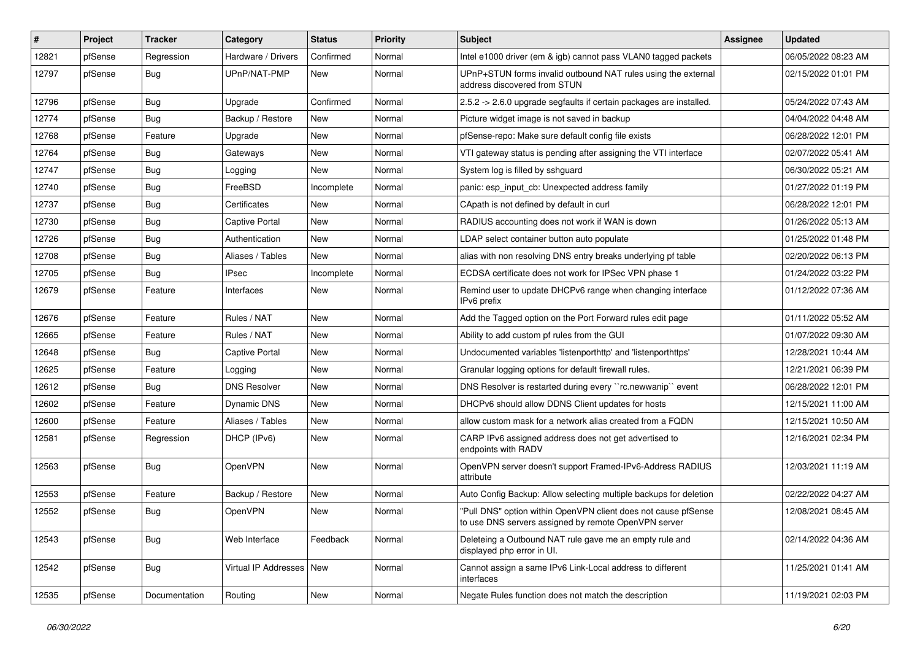| # | Project | Tracker | Category | Status | Priority | Subject | Assignee | Updated |
| --- | --- | --- | --- | --- | --- | --- | --- | --- |
| 12821 | pfSense | Regression | Hardware / Drivers | Confirmed | Normal | Intel e1000 driver (em & igb) cannot pass VLAN0 tagged packets | | 06/05/2022 08:23 AM |
| 12797 | pfSense | Bug | UPnP/NAT-PMP | New | Normal | UPnP+STUN forms invalid outbound NAT rules using the external address discovered from STUN | | 02/15/2022 01:01 PM |
| 12796 | pfSense | Bug | Upgrade | Confirmed | Normal | 2.5.2 -> 2.6.0 upgrade segfaults if certain packages are installed. | | 05/24/2022 07:43 AM |
| 12774 | pfSense | Bug | Backup / Restore | New | Normal | Picture widget image is not saved in backup | | 04/04/2022 04:48 AM |
| 12768 | pfSense | Feature | Upgrade | New | Normal | pfSense-repo: Make sure default config file exists | | 06/28/2022 12:01 PM |
| 12764 | pfSense | Bug | Gateways | New | Normal | VTI gateway status is pending after assigning the VTI interface | | 02/07/2022 05:41 AM |
| 12747 | pfSense | Bug | Logging | New | Normal | System log is filled by sshguard | | 06/30/2022 05:21 AM |
| 12740 | pfSense | Bug | FreeBSD | Incomplete | Normal | panic: esp_input_cb: Unexpected address family | | 01/27/2022 01:19 PM |
| 12737 | pfSense | Bug | Certificates | New | Normal | CApath is not defined by default in curl | | 06/28/2022 12:01 PM |
| 12730 | pfSense | Bug | Captive Portal | New | Normal | RADIUS accounting does not work if WAN is down | | 01/26/2022 05:13 AM |
| 12726 | pfSense | Bug | Authentication | New | Normal | LDAP select container button auto populate | | 01/25/2022 01:48 PM |
| 12708 | pfSense | Bug | Aliases / Tables | New | Normal | alias with non resolving DNS entry breaks underlying pf table | | 02/20/2022 06:13 PM |
| 12705 | pfSense | Bug | IPsec | Incomplete | Normal | ECDSA certificate does not work for IPSec VPN phase 1 | | 01/24/2022 03:22 PM |
| 12679 | pfSense | Feature | Interfaces | New | Normal | Remind user to update DHCPv6 range when changing interface IPv6 prefix | | 01/12/2022 07:36 AM |
| 12676 | pfSense | Feature | Rules / NAT | New | Normal | Add the Tagged option on the Port Forward rules edit page | | 01/11/2022 05:52 AM |
| 12665 | pfSense | Feature | Rules / NAT | New | Normal | Ability to add custom pf rules from the GUI | | 01/07/2022 09:30 AM |
| 12648 | pfSense | Bug | Captive Portal | New | Normal | Undocumented variables 'listenporthttp' and 'listenporthttps' | | 12/28/2021 10:44 AM |
| 12625 | pfSense | Feature | Logging | New | Normal | Granular logging options for default firewall rules. | | 12/21/2021 06:39 PM |
| 12612 | pfSense | Bug | DNS Resolver | New | Normal | DNS Resolver is restarted during every ``rc.newwanip`` event | | 06/28/2022 12:01 PM |
| 12602 | pfSense | Feature | Dynamic DNS | New | Normal | DHCPv6 should allow DDNS Client updates for hosts | | 12/15/2021 11:00 AM |
| 12600 | pfSense | Feature | Aliases / Tables | New | Normal | allow custom mask for a network alias created from a FQDN | | 12/15/2021 10:50 AM |
| 12581 | pfSense | Regression | DHCP (IPv6) | New | Normal | CARP IPv6 assigned address does not get advertised to endpoints with RADV | | 12/16/2021 02:34 PM |
| 12563 | pfSense | Bug | OpenVPN | New | Normal | OpenVPN server doesn't support Framed-IPv6-Address RADIUS attribute | | 12/03/2021 11:19 AM |
| 12553 | pfSense | Feature | Backup / Restore | New | Normal | Auto Config Backup: Allow selecting multiple backups for deletion | | 02/22/2022 04:27 AM |
| 12552 | pfSense | Bug | OpenVPN | New | Normal | "Pull DNS" option within OpenVPN client does not cause pfSense to use DNS servers assigned by remote OpenVPN server | | 12/08/2021 08:45 AM |
| 12543 | pfSense | Bug | Web Interface | Feedback | Normal | Deleteing a Outbound NAT rule gave me an empty rule and displayed php error in UI. | | 02/14/2022 04:36 AM |
| 12542 | pfSense | Bug | Virtual IP Addresses | New | Normal | Cannot assign a same IPv6 Link-Local address to different interfaces | | 11/25/2021 01:41 AM |
| 12535 | pfSense | Documentation | Routing | New | Normal | Negate Rules function does not match the description | | 11/19/2021 02:03 PM |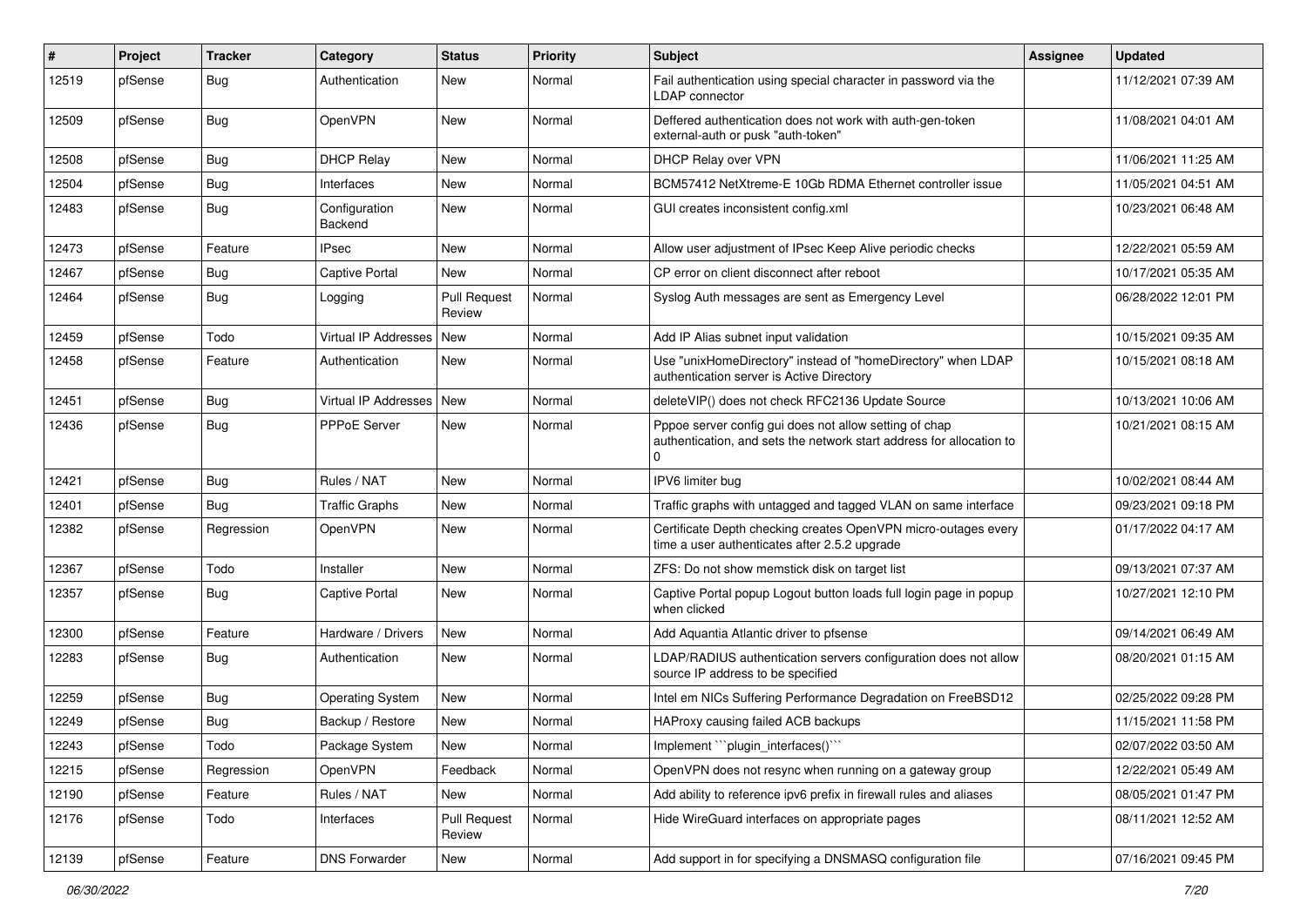| # | Project | Tracker | Category | Status | Priority | Subject | Assignee | Updated |
|---|---|---|---|---|---|---|---|---|
| 12519 | pfSense | Bug | Authentication | New | Normal | Fail authentication using special character in password via the LDAP connector | | 11/12/2021 07:39 AM |
| 12509 | pfSense | Bug | OpenVPN | New | Normal | Deffered authentication does not work with auth-gen-token external-auth or pusk "auth-token" | | 11/08/2021 04:01 AM |
| 12508 | pfSense | Bug | DHCP Relay | New | Normal | DHCP Relay over VPN | | 11/06/2021 11:25 AM |
| 12504 | pfSense | Bug | Interfaces | New | Normal | BCM57412 NetXtreme-E 10Gb RDMA Ethernet controller issue | | 11/05/2021 04:51 AM |
| 12483 | pfSense | Bug | Configuration Backend | New | Normal | GUI creates inconsistent config.xml | | 10/23/2021 06:48 AM |
| 12473 | pfSense | Feature | IPsec | New | Normal | Allow user adjustment of IPsec Keep Alive periodic checks | | 12/22/2021 05:59 AM |
| 12467 | pfSense | Bug | Captive Portal | New | Normal | CP error on client disconnect after reboot | | 10/17/2021 05:35 AM |
| 12464 | pfSense | Bug | Logging | Pull Request Review | Normal | Syslog Auth messages are sent as Emergency Level | | 06/28/2022 12:01 PM |
| 12459 | pfSense | Todo | Virtual IP Addresses | New | Normal | Add IP Alias subnet input validation | | 10/15/2021 09:35 AM |
| 12458 | pfSense | Feature | Authentication | New | Normal | Use "unixHomeDirectory" instead of "homeDirectory" when LDAP authentication server is Active Directory | | 10/15/2021 08:18 AM |
| 12451 | pfSense | Bug | Virtual IP Addresses | New | Normal | deleteVIP() does not check RFC2136 Update Source | | 10/13/2021 10:06 AM |
| 12436 | pfSense | Bug | PPPoE Server | New | Normal | Pppoe server config gui does not allow setting of chap authentication, and sets the network start address for allocation to 0 | | 10/21/2021 08:15 AM |
| 12421 | pfSense | Bug | Rules / NAT | New | Normal | IPV6 limiter bug | | 10/02/2021 08:44 AM |
| 12401 | pfSense | Bug | Traffic Graphs | New | Normal | Traffic graphs with untagged and tagged VLAN on same interface | | 09/23/2021 09:18 PM |
| 12382 | pfSense | Regression | OpenVPN | New | Normal | Certificate Depth checking creates OpenVPN micro-outages every time a user authenticates after 2.5.2 upgrade | | 01/17/2022 04:17 AM |
| 12367 | pfSense | Todo | Installer | New | Normal | ZFS: Do not show memstick disk on target list | | 09/13/2021 07:37 AM |
| 12357 | pfSense | Bug | Captive Portal | New | Normal | Captive Portal popup Logout button loads full login page in popup when clicked | | 10/27/2021 12:10 PM |
| 12300 | pfSense | Feature | Hardware / Drivers | New | Normal | Add Aquantia Atlantic driver to pfsense | | 09/14/2021 06:49 AM |
| 12283 | pfSense | Bug | Authentication | New | Normal | LDAP/RADIUS authentication servers configuration does not allow source IP address to be specified | | 08/20/2021 01:15 AM |
| 12259 | pfSense | Bug | Operating System | New | Normal | Intel em NICs Suffering Performance Degradation on FreeBSD12 | | 02/25/2022 09:28 PM |
| 12249 | pfSense | Bug | Backup / Restore | New | Normal | HAProxy causing failed ACB backups | | 11/15/2021 11:58 PM |
| 12243 | pfSense | Todo | Package System | New | Normal | Implement ```plugin_interfaces()``` | | 02/07/2022 03:50 AM |
| 12215 | pfSense | Regression | OpenVPN | Feedback | Normal | OpenVPN does not resync when running on a gateway group | | 12/22/2021 05:49 AM |
| 12190 | pfSense | Feature | Rules / NAT | New | Normal | Add ability to reference ipv6 prefix in firewall rules and aliases | | 08/05/2021 01:47 PM |
| 12176 | pfSense | Todo | Interfaces | Pull Request Review | Normal | Hide WireGuard interfaces on appropriate pages | | 08/11/2021 12:52 AM |
| 12139 | pfSense | Feature | DNS Forwarder | New | Normal | Add support in for specifying a DNSMASQ configuration file | | 07/16/2021 09:45 PM |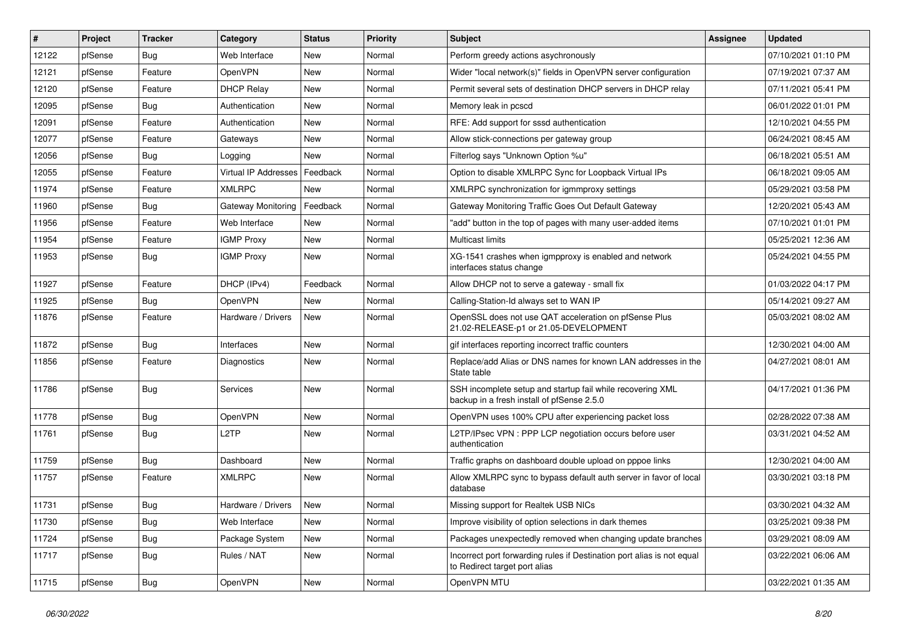| # | Project | Tracker | Category | Status | Priority | Subject | Assignee | Updated |
|---|---|---|---|---|---|---|---|---|
| 12122 | pfSense | Bug | Web Interface | New | Normal | Perform greedy actions asychronously | | 07/10/2021 01:10 PM |
| 12121 | pfSense | Feature | OpenVPN | New | Normal | Wider "local network(s)" fields in OpenVPN server configuration | | 07/19/2021 07:37 AM |
| 12120 | pfSense | Feature | DHCP Relay | New | Normal | Permit several sets of destination DHCP servers in DHCP relay | | 07/11/2021 05:41 PM |
| 12095 | pfSense | Bug | Authentication | New | Normal | Memory leak in pcscd | | 06/01/2022 01:01 PM |
| 12091 | pfSense | Feature | Authentication | New | Normal | RFE: Add support for sssd authentication | | 12/10/2021 04:55 PM |
| 12077 | pfSense | Feature | Gateways | New | Normal | Allow stick-connections per gateway group | | 06/24/2021 08:45 AM |
| 12056 | pfSense | Bug | Logging | New | Normal | Filterlog says "Unknown Option %u" | | 06/18/2021 05:51 AM |
| 12055 | pfSense | Feature | Virtual IP Addresses | Feedback | Normal | Option to disable XMLRPC Sync for Loopback Virtual IPs | | 06/18/2021 09:05 AM |
| 11974 | pfSense | Feature | XMLRPC | New | Normal | XMLRPC synchronization for igmmproxy settings | | 05/29/2021 03:58 PM |
| 11960 | pfSense | Bug | Gateway Monitoring | Feedback | Normal | Gateway Monitoring Traffic Goes Out Default Gateway | | 12/20/2021 05:43 AM |
| 11956 | pfSense | Feature | Web Interface | New | Normal | "add" button in the top of pages with many user-added items | | 07/10/2021 01:01 PM |
| 11954 | pfSense | Feature | IGMP Proxy | New | Normal | Multicast limits | | 05/25/2021 12:36 AM |
| 11953 | pfSense | Bug | IGMP Proxy | New | Normal | XG-1541 crashes when igmpproxy is enabled and network interfaces status change | | 05/24/2021 04:55 PM |
| 11927 | pfSense | Feature | DHCP (IPv4) | Feedback | Normal | Allow DHCP not to serve a gateway - small fix | | 01/03/2022 04:17 PM |
| 11925 | pfSense | Bug | OpenVPN | New | Normal | Calling-Station-Id always set to WAN IP | | 05/14/2021 09:27 AM |
| 11876 | pfSense | Feature | Hardware / Drivers | New | Normal | OpenSSL does not use QAT acceleration on pfSense Plus 21.02-RELEASE-p1 or 21.05-DEVELOPMENT | | 05/03/2021 08:02 AM |
| 11872 | pfSense | Bug | Interfaces | New | Normal | gif interfaces reporting incorrect traffic counters | | 12/30/2021 04:00 AM |
| 11856 | pfSense | Feature | Diagnostics | New | Normal | Replace/add Alias or DNS names for known LAN addresses in the State table | | 04/27/2021 08:01 AM |
| 11786 | pfSense | Bug | Services | New | Normal | SSH incomplete setup and startup fail while recovering XML backup in a fresh install of pfSense 2.5.0 | | 04/17/2021 01:36 PM |
| 11778 | pfSense | Bug | OpenVPN | New | Normal | OpenVPN uses 100% CPU after experiencing packet loss | | 02/28/2022 07:38 AM |
| 11761 | pfSense | Bug | L2TP | New | Normal | L2TP/IPsec VPN : PPP LCP negotiation occurs before user authentication | | 03/31/2021 04:52 AM |
| 11759 | pfSense | Bug | Dashboard | New | Normal | Traffic graphs on dashboard double upload on pppoe links | | 12/30/2021 04:00 AM |
| 11757 | pfSense | Feature | XMLRPC | New | Normal | Allow XMLRPC sync to bypass default auth server in favor of local database | | 03/30/2021 03:18 PM |
| 11731 | pfSense | Bug | Hardware / Drivers | New | Normal | Missing support for Realtek USB NICs | | 03/30/2021 04:32 AM |
| 11730 | pfSense | Bug | Web Interface | New | Normal | Improve visibility of option selections in dark themes | | 03/25/2021 09:38 PM |
| 11724 | pfSense | Bug | Package System | New | Normal | Packages unexpectedly removed when changing update branches | | 03/29/2021 08:09 AM |
| 11717 | pfSense | Bug | Rules / NAT | New | Normal | Incorrect port forwarding rules if Destination port alias is not equal to Redirect target port alias | | 03/22/2021 06:06 AM |
| 11715 | pfSense | Bug | OpenVPN | New | Normal | OpenVPN MTU | | 03/22/2021 01:35 AM |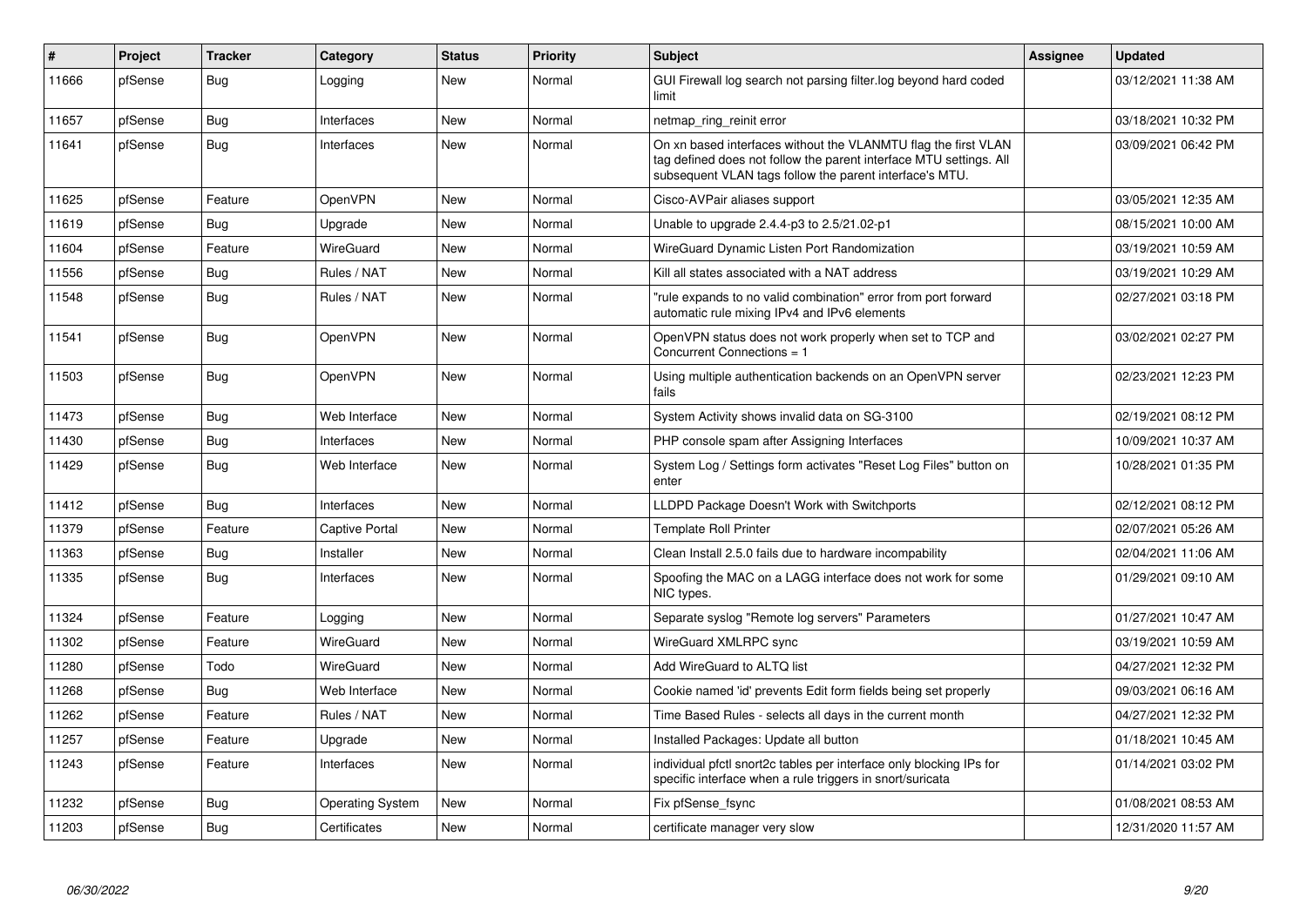| # | Project | Tracker | Category | Status | Priority | Subject | Assignee | Updated |
| --- | --- | --- | --- | --- | --- | --- | --- | --- |
| 11666 | pfSense | Bug | Logging | New | Normal | GUI Firewall log search not parsing filter.log beyond hard coded limit | | 03/12/2021 11:38 AM |
| 11657 | pfSense | Bug | Interfaces | New | Normal | netmap_ring_reinit error | | 03/18/2021 10:32 PM |
| 11641 | pfSense | Bug | Interfaces | New | Normal | On xn based interfaces without the VLANMTU flag the first VLAN tag defined does not follow the parent interface MTU settings. All subsequent VLAN tags follow the parent interface's MTU. | | 03/09/2021 06:42 PM |
| 11625 | pfSense | Feature | OpenVPN | New | Normal | Cisco-AVPair aliases support | | 03/05/2021 12:35 AM |
| 11619 | pfSense | Bug | Upgrade | New | Normal | Unable to upgrade 2.4.4-p3 to 2.5/21.02-p1 | | 08/15/2021 10:00 AM |
| 11604 | pfSense | Feature | WireGuard | New | Normal | WireGuard Dynamic Listen Port Randomization | | 03/19/2021 10:59 AM |
| 11556 | pfSense | Bug | Rules / NAT | New | Normal | Kill all states associated with a NAT address | | 03/19/2021 10:29 AM |
| 11548 | pfSense | Bug | Rules / NAT | New | Normal | "rule expands to no valid combination" error from port forward automatic rule mixing IPv4 and IPv6 elements | | 02/27/2021 03:18 PM |
| 11541 | pfSense | Bug | OpenVPN | New | Normal | OpenVPN status does not work properly when set to TCP and Concurrent Connections = 1 | | 03/02/2021 02:27 PM |
| 11503 | pfSense | Bug | OpenVPN | New | Normal | Using multiple authentication backends on an OpenVPN server fails | | 02/23/2021 12:23 PM |
| 11473 | pfSense | Bug | Web Interface | New | Normal | System Activity shows invalid data on SG-3100 | | 02/19/2021 08:12 PM |
| 11430 | pfSense | Bug | Interfaces | New | Normal | PHP console spam after Assigning Interfaces | | 10/09/2021 10:37 AM |
| 11429 | pfSense | Bug | Web Interface | New | Normal | System Log / Settings form activates "Reset Log Files" button on enter | | 10/28/2021 01:35 PM |
| 11412 | pfSense | Bug | Interfaces | New | Normal | LLDPD Package Doesn't Work with Switchports | | 02/12/2021 08:12 PM |
| 11379 | pfSense | Feature | Captive Portal | New | Normal | Template Roll Printer | | 02/07/2021 05:26 AM |
| 11363 | pfSense | Bug | Installer | New | Normal | Clean Install 2.5.0 fails due to hardware incompability | | 02/04/2021 11:06 AM |
| 11335 | pfSense | Bug | Interfaces | New | Normal | Spoofing the MAC on a LAGG interface does not work for some NIC types. | | 01/29/2021 09:10 AM |
| 11324 | pfSense | Feature | Logging | New | Normal | Separate syslog "Remote log servers" Parameters | | 01/27/2021 10:47 AM |
| 11302 | pfSense | Feature | WireGuard | New | Normal | WireGuard XMLRPC sync | | 03/19/2021 10:59 AM |
| 11280 | pfSense | Todo | WireGuard | New | Normal | Add WireGuard to ALTQ list | | 04/27/2021 12:32 PM |
| 11268 | pfSense | Bug | Web Interface | New | Normal | Cookie named 'id' prevents Edit form fields being set properly | | 09/03/2021 06:16 AM |
| 11262 | pfSense | Feature | Rules / NAT | New | Normal | Time Based Rules - selects all days in the current month | | 04/27/2021 12:32 PM |
| 11257 | pfSense | Feature | Upgrade | New | Normal | Installed Packages: Update all button | | 01/18/2021 10:45 AM |
| 11243 | pfSense | Feature | Interfaces | New | Normal | individual pfctl snort2c tables per interface only blocking IPs for specific interface when a rule triggers in snort/suricata | | 01/14/2021 03:02 PM |
| 11232 | pfSense | Bug | Operating System | New | Normal | Fix pfSense_fsync | | 01/08/2021 08:53 AM |
| 11203 | pfSense | Bug | Certificates | New | Normal | certificate manager very slow | | 12/31/2020 11:57 AM |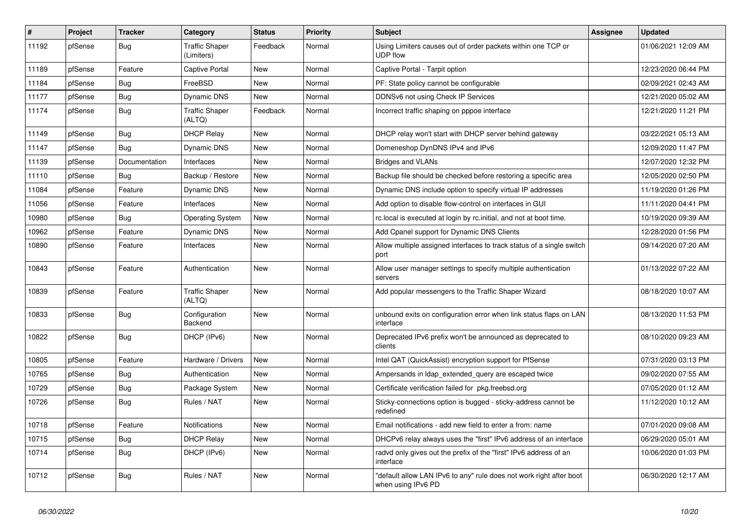| # | Project | Tracker | Category | Status | Priority | Subject | Assignee | Updated |
|---|---|---|---|---|---|---|---|---|
| 11192 | pfSense | Bug | Traffic Shaper (Limiters) | Feedback | Normal | Using Limiters causes out of order packets within one TCP or UDP flow | | 01/06/2021 12:09 AM |
| 11189 | pfSense | Feature | Captive Portal | New | Normal | Captive Portal - Tarpit option | | 12/23/2020 06:44 PM |
| 11184 | pfSense | Bug | FreeBSD | New | Normal | PF: State policy cannot be configurable | | 02/09/2021 02:43 AM |
| 11177 | pfSense | Bug | Dynamic DNS | New | Normal | DDNSv6 not using Check IP Services | | 12/21/2020 05:02 AM |
| 11174 | pfSense | Bug | Traffic Shaper (ALTQ) | Feedback | Normal | Incorrect traffic shaping on pppoe interface | | 12/21/2020 11:21 PM |
| 11149 | pfSense | Bug | DHCP Relay | New | Normal | DHCP relay won't start with DHCP server behind gateway | | 03/22/2021 05:13 AM |
| 11147 | pfSense | Bug | Dynamic DNS | New | Normal | Domeneshop DynDNS IPv4 and IPv6 | | 12/09/2020 11:47 PM |
| 11139 | pfSense | Documentation | Interfaces | New | Normal | Bridges and VLANs | | 12/07/2020 12:32 PM |
| 11110 | pfSense | Bug | Backup / Restore | New | Normal | Backup file should be checked before restoring a specific area | | 12/05/2020 02:50 PM |
| 11084 | pfSense | Feature | Dynamic DNS | New | Normal | Dynamic DNS include option to specify virtual IP addresses | | 11/19/2020 01:26 PM |
| 11056 | pfSense | Feature | Interfaces | New | Normal | Add option to disable flow-control on interfaces in GUI | | 11/11/2020 04:41 PM |
| 10980 | pfSense | Bug | Operating System | New | Normal | rc.local is executed at login by rc.initial, and not at boot time. | | 10/19/2020 09:39 AM |
| 10962 | pfSense | Feature | Dynamic DNS | New | Normal | Add Cpanel support for Dynamic DNS Clients | | 12/28/2020 01:56 PM |
| 10890 | pfSense | Feature | Interfaces | New | Normal | Allow multiple assigned interfaces to track status of a single switch port | | 09/14/2020 07:20 AM |
| 10843 | pfSense | Feature | Authentication | New | Normal | Allow user manager settings to specify multiple authentication servers | | 01/13/2022 07:22 AM |
| 10839 | pfSense | Feature | Traffic Shaper (ALTQ) | New | Normal | Add popular messengers to the Traffic Shaper Wizard | | 08/18/2020 10:07 AM |
| 10833 | pfSense | Bug | Configuration Backend | New | Normal | unbound exits on configuration error when link status flaps on LAN interface | | 08/13/2020 11:53 PM |
| 10822 | pfSense | Bug | DHCP (IPv6) | New | Normal | Deprecated IPv6 prefix won't be announced as deprecated to clients | | 08/10/2020 09:23 AM |
| 10805 | pfSense | Feature | Hardware / Drivers | New | Normal | Intel QAT (QuickAssist) encryption support for PfSense | | 07/31/2020 03:13 PM |
| 10765 | pfSense | Bug | Authentication | New | Normal | Ampersands in ldap_extended_query are escaped twice | | 09/02/2020 07:55 AM |
| 10729 | pfSense | Bug | Package System | New | Normal | Certificate verification failed for pkg.freebsd.org | | 07/05/2020 01:12 AM |
| 10726 | pfSense | Bug | Rules / NAT | New | Normal | Sticky-connections option is bugged - sticky-address cannot be redefined | | 11/12/2020 10:12 AM |
| 10718 | pfSense | Feature | Notifications | New | Normal | Email notifications - add new field to enter a from: name | | 07/01/2020 09:08 AM |
| 10715 | pfSense | Bug | DHCP Relay | New | Normal | DHCPv6 relay always uses the "first" IPv6 address of an interface | | 06/29/2020 05:01 AM |
| 10714 | pfSense | Bug | DHCP (IPv6) | New | Normal | radvd only gives out the prefix of the "first" IPv6 address of an interface | | 10/06/2020 01:03 PM |
| 10712 | pfSense | Bug | Rules / NAT | New | Normal | "default allow LAN IPv6 to any" rule does not work right after boot when using IPv6 PD | | 06/30/2020 12:17 AM |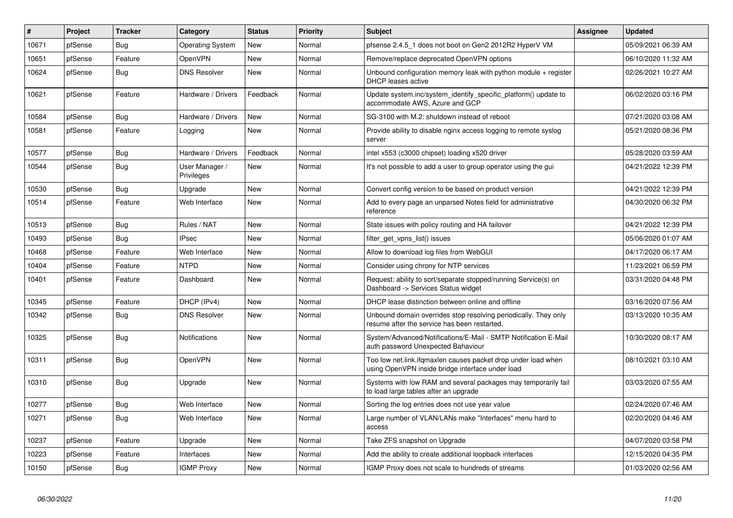| # | Project | Tracker | Category | Status | Priority | Subject | Assignee | Updated |
|---|---|---|---|---|---|---|---|---|
| 10671 | pfSense | Bug | Operating System | New | Normal | pfsense 2.4.5_1 does not boot on Gen2 2012R2 HyperV VM | | 05/09/2021 06:39 AM |
| 10651 | pfSense | Feature | OpenVPN | New | Normal | Remove/replace deprecated OpenVPN options | | 06/10/2020 11:32 AM |
| 10624 | pfSense | Bug | DNS Resolver | New | Normal | Unbound configuration memory leak with python module + register DHCP leases active | | 02/26/2021 10:27 AM |
| 10621 | pfSense | Feature | Hardware / Drivers | Feedback | Normal | Update system.inc/system_identify_specific_platform() update to accommodate AWS, Azure and GCP | | 06/02/2020 03:16 PM |
| 10584 | pfSense | Bug | Hardware / Drivers | New | Normal | SG-3100 with M.2: shutdown instead of reboot | | 07/21/2020 03:08 AM |
| 10581 | pfSense | Feature | Logging | New | Normal | Provide ability to disable nginx access logging to remote syslog server | | 05/21/2020 08:36 PM |
| 10577 | pfSense | Bug | Hardware / Drivers | Feedback | Normal | intel x553 (c3000 chipset) loading x520 driver | | 05/28/2020 03:59 AM |
| 10544 | pfSense | Bug | User Manager / Privileges | New | Normal | It's not possible to add a user to group operator using the gui | | 04/21/2022 12:39 PM |
| 10530 | pfSense | Bug | Upgrade | New | Normal | Convert config version to be based on product version | | 04/21/2022 12:39 PM |
| 10514 | pfSense | Feature | Web Interface | New | Normal | Add to every page an unparsed Notes field for administrative reference | | 04/30/2020 06:32 PM |
| 10513 | pfSense | Bug | Rules / NAT | New | Normal | State issues with policy routing and HA failover | | 04/21/2022 12:39 PM |
| 10493 | pfSense | Bug | IPsec | New | Normal | filter_get_vpns_list() issues | | 05/06/2020 01:07 AM |
| 10468 | pfSense | Feature | Web Interface | New | Normal | Allow to download log files from WebGUI | | 04/17/2020 06:17 AM |
| 10404 | pfSense | Feature | NTPD | New | Normal | Consider using chrony for NTP services | | 11/23/2021 06:59 PM |
| 10401 | pfSense | Feature | Dashboard | New | Normal | Request: ability to sort/separate stopped/running Service(s) on Dashboard -> Services Status widget | | 03/31/2020 04:48 PM |
| 10345 | pfSense | Feature | DHCP (IPv4) | New | Normal | DHCP lease distinction between online and offline | | 03/16/2020 07:56 AM |
| 10342 | pfSense | Bug | DNS Resolver | New | Normal | Unbound domain overrides stop resolving periodically. They only resume after the service has been restarted. | | 03/13/2020 10:35 AM |
| 10325 | pfSense | Bug | Notifications | New | Normal | System/Advanced/Notifications/E-Mail - SMTP Notification E-Mail auth password Unexpected Bahaviour | | 10/30/2020 08:17 AM |
| 10311 | pfSense | Bug | OpenVPN | New | Normal | Too low net.link.ifqmaxlen causes packet drop under load when using OpenVPN inside bridge interface under load | | 08/10/2021 03:10 AM |
| 10310 | pfSense | Bug | Upgrade | New | Normal | Systems with low RAM and several packages may temporarily fail to load large tables after an upgrade | | 03/03/2020 07:55 AM |
| 10277 | pfSense | Bug | Web Interface | New | Normal | Sorting the log entries does not use year value | | 02/24/2020 07:46 AM |
| 10271 | pfSense | Bug | Web Interface | New | Normal | Large number of VLAN/LANs make "Interfaces" menu hard to access | | 02/20/2020 04:46 AM |
| 10237 | pfSense | Feature | Upgrade | New | Normal | Take ZFS snapshot on Upgrade | | 04/07/2020 03:58 PM |
| 10223 | pfSense | Feature | Interfaces | New | Normal | Add the ability to create additional loopback interfaces | | 12/15/2020 04:35 PM |
| 10150 | pfSense | Bug | IGMP Proxy | New | Normal | IGMP Proxy does not scale to hundreds of streams | | 01/03/2020 02:56 AM |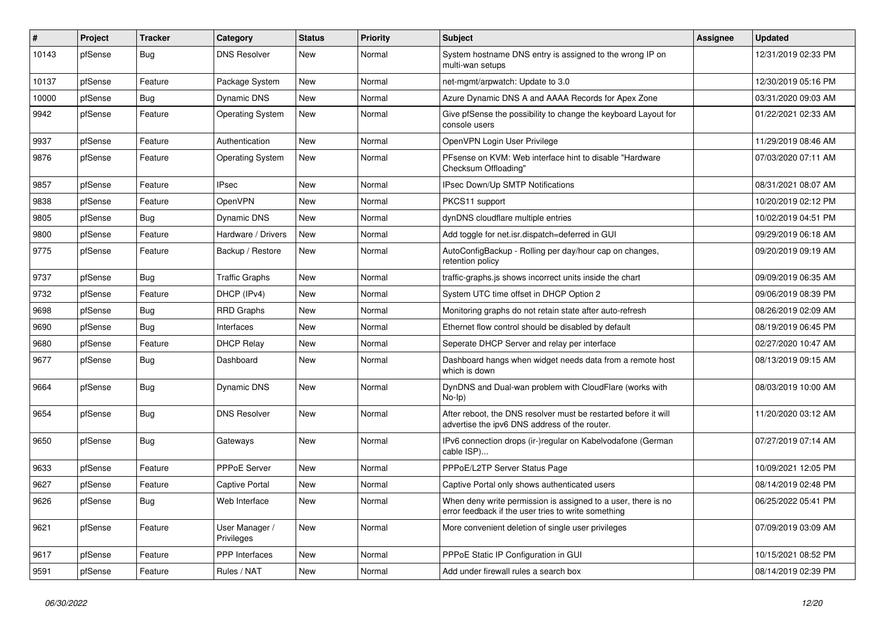| # | Project | Tracker | Category | Status | Priority | Subject | Assignee | Updated |
|---|---|---|---|---|---|---|---|---|
| 10143 | pfSense | Bug | DNS Resolver | New | Normal | System hostname DNS entry is assigned to the wrong IP on multi-wan setups | | 12/31/2019 02:33 PM |
| 10137 | pfSense | Feature | Package System | New | Normal | net-mgmt/arpwatch: Update to 3.0 | | 12/30/2019 05:16 PM |
| 10000 | pfSense | Bug | Dynamic DNS | New | Normal | Azure Dynamic DNS A and AAAA Records for Apex Zone | | 03/31/2020 09:03 AM |
| 9942 | pfSense | Feature | Operating System | New | Normal | Give pfSense the possibility to change the keyboard Layout for console users | | 01/22/2021 02:33 AM |
| 9937 | pfSense | Feature | Authentication | New | Normal | OpenVPN Login User Privilege | | 11/29/2019 08:46 AM |
| 9876 | pfSense | Feature | Operating System | New | Normal | PFsense on KVM: Web interface hint to disable "Hardware Checksum Offloading" | | 07/03/2020 07:11 AM |
| 9857 | pfSense | Feature | IPsec | New | Normal | IPsec Down/Up SMTP Notifications | | 08/31/2021 08:07 AM |
| 9838 | pfSense | Feature | OpenVPN | New | Normal | PKCS11 support | | 10/20/2019 02:12 PM |
| 9805 | pfSense | Bug | Dynamic DNS | New | Normal | dynDNS cloudflare multiple entries | | 10/02/2019 04:51 PM |
| 9800 | pfSense | Feature | Hardware / Drivers | New | Normal | Add toggle for net.isr.dispatch=deferred in GUI | | 09/29/2019 06:18 AM |
| 9775 | pfSense | Feature | Backup / Restore | New | Normal | AutoConfigBackup - Rolling per day/hour cap on changes, retention policy | | 09/20/2019 09:19 AM |
| 9737 | pfSense | Bug | Traffic Graphs | New | Normal | traffic-graphs.js shows incorrect units inside the chart | | 09/09/2019 06:35 AM |
| 9732 | pfSense | Feature | DHCP (IPv4) | New | Normal | System UTC time offset in DHCP Option 2 | | 09/06/2019 08:39 PM |
| 9698 | pfSense | Bug | RRD Graphs | New | Normal | Monitoring graphs do not retain state after auto-refresh | | 08/26/2019 02:09 AM |
| 9690 | pfSense | Bug | Interfaces | New | Normal | Ethernet flow control should be disabled by default | | 08/19/2019 06:45 PM |
| 9680 | pfSense | Feature | DHCP Relay | New | Normal | Seperate DHCP Server and relay per interface | | 02/27/2020 10:47 AM |
| 9677 | pfSense | Bug | Dashboard | New | Normal | Dashboard hangs when widget needs data from a remote host which is down | | 08/13/2019 09:15 AM |
| 9664 | pfSense | Bug | Dynamic DNS | New | Normal | DynDNS and Dual-wan problem with CloudFlare (works with No-Ip) | | 08/03/2019 10:00 AM |
| 9654 | pfSense | Bug | DNS Resolver | New | Normal | After reboot, the DNS resolver must be restarted before it will advertise the ipv6 DNS address of the router. | | 11/20/2020 03:12 AM |
| 9650 | pfSense | Bug | Gateways | New | Normal | IPv6 connection drops (ir-)regular on Kabelvodafone (German cable ISP)... | | 07/27/2019 07:14 AM |
| 9633 | pfSense | Feature | PPPoE Server | New | Normal | PPPoE/L2TP Server Status Page | | 10/09/2021 12:05 PM |
| 9627 | pfSense | Feature | Captive Portal | New | Normal | Captive Portal only shows authenticated users | | 08/14/2019 02:48 PM |
| 9626 | pfSense | Bug | Web Interface | New | Normal | When deny write permission is assigned to a user, there is no error feedback if the user tries to write something | | 06/25/2022 05:41 PM |
| 9621 | pfSense | Feature | User Manager / Privileges | New | Normal | More convenient deletion of single user privileges | | 07/09/2019 03:09 AM |
| 9617 | pfSense | Feature | PPP Interfaces | New | Normal | PPPoE Static IP Configuration in GUI | | 10/15/2021 08:52 PM |
| 9591 | pfSense | Feature | Rules / NAT | New | Normal | Add under firewall rules a search box | | 08/14/2019 02:39 PM |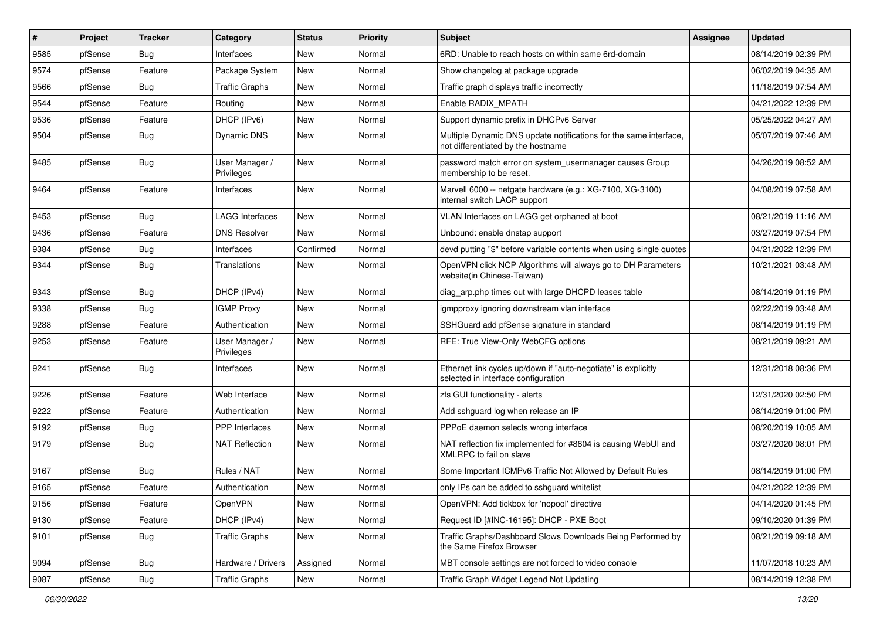| # | Project | Tracker | Category | Status | Priority | Subject | Assignee | Updated |
|---|---|---|---|---|---|---|---|---|
| 9585 | pfSense | Bug | Interfaces | New | Normal | 6RD: Unable to reach hosts on within same 6rd-domain | | 08/14/2019 02:39 PM |
| 9574 | pfSense | Feature | Package System | New | Normal | Show changelog at package upgrade | | 06/02/2019 04:35 AM |
| 9566 | pfSense | Bug | Traffic Graphs | New | Normal | Traffic graph displays traffic incorrectly | | 11/18/2019 07:54 AM |
| 9544 | pfSense | Feature | Routing | New | Normal | Enable RADIX_MPATH | | 04/21/2022 12:39 PM |
| 9536 | pfSense | Feature | DHCP (IPv6) | New | Normal | Support dynamic prefix in DHCPv6 Server | | 05/25/2022 04:27 AM |
| 9504 | pfSense | Bug | Dynamic DNS | New | Normal | Multiple Dynamic DNS update notifications for the same interface, not differentiated by the hostname | | 05/07/2019 07:46 AM |
| 9485 | pfSense | Bug | User Manager / Privileges | New | Normal | password match error on system_usermanager causes Group membership to be reset. | | 04/26/2019 08:52 AM |
| 9464 | pfSense | Feature | Interfaces | New | Normal | Marvell 6000 -- netgate hardware (e.g.: XG-7100, XG-3100) internal switch LACP support | | 04/08/2019 07:58 AM |
| 9453 | pfSense | Bug | LAGG Interfaces | New | Normal | VLAN Interfaces on LAGG get orphaned at boot | | 08/21/2019 11:16 AM |
| 9436 | pfSense | Feature | DNS Resolver | New | Normal | Unbound: enable dnstap support | | 03/27/2019 07:54 PM |
| 9384 | pfSense | Bug | Interfaces | Confirmed | Normal | devd putting "$" before variable contents when using single quotes | | 04/21/2022 12:39 PM |
| 9344 | pfSense | Bug | Translations | New | Normal | OpenVPN click NCP Algorithms will always go to DH Parameters website(in Chinese-Taiwan) | | 10/21/2021 03:48 AM |
| 9343 | pfSense | Bug | DHCP (IPv4) | New | Normal | diag_arp.php times out with large DHCPD leases table | | 08/14/2019 01:19 PM |
| 9338 | pfSense | Bug | IGMP Proxy | New | Normal | igmpproxy ignoring downstream vlan interface | | 02/22/2019 03:48 AM |
| 9288 | pfSense | Feature | Authentication | New | Normal | SSHGuard add pfSense signature in standard | | 08/14/2019 01:19 PM |
| 9253 | pfSense | Feature | User Manager / Privileges | New | Normal | RFE: True View-Only WebCFG options | | 08/21/2019 09:21 AM |
| 9241 | pfSense | Bug | Interfaces | New | Normal | Ethernet link cycles up/down if "auto-negotiate" is explicitly selected in interface configuration | | 12/31/2018 08:36 PM |
| 9226 | pfSense | Feature | Web Interface | New | Normal | zfs GUI functionality - alerts | | 12/31/2020 02:50 PM |
| 9222 | pfSense | Feature | Authentication | New | Normal | Add sshguard log when release an IP | | 08/14/2019 01:00 PM |
| 9192 | pfSense | Bug | PPP Interfaces | New | Normal | PPPoE daemon selects wrong interface | | 08/20/2019 10:05 AM |
| 9179 | pfSense | Bug | NAT Reflection | New | Normal | NAT reflection fix implemented for #8604 is causing WebUI and XMLRPC to fail on slave | | 03/27/2020 08:01 PM |
| 9167 | pfSense | Bug | Rules / NAT | New | Normal | Some Important ICMPv6 Traffic Not Allowed by Default Rules | | 08/14/2019 01:00 PM |
| 9165 | pfSense | Feature | Authentication | New | Normal | only IPs can be added to sshguard whitelist | | 04/21/2022 12:39 PM |
| 9156 | pfSense | Feature | OpenVPN | New | Normal | OpenVPN: Add tickbox for 'nopool' directive | | 04/14/2020 01:45 PM |
| 9130 | pfSense | Feature | DHCP (IPv4) | New | Normal | Request ID [#INC-16195]: DHCP - PXE Boot | | 09/10/2020 01:39 PM |
| 9101 | pfSense | Bug | Traffic Graphs | New | Normal | Traffic Graphs/Dashboard Slows Downloads Being Performed by the Same Firefox Browser | | 08/21/2019 09:18 AM |
| 9094 | pfSense | Bug | Hardware / Drivers | Assigned | Normal | MBT console settings are not forced to video console | | 11/07/2018 10:23 AM |
| 9087 | pfSense | Bug | Traffic Graphs | New | Normal | Traffic Graph Widget Legend Not Updating | | 08/14/2019 12:38 PM |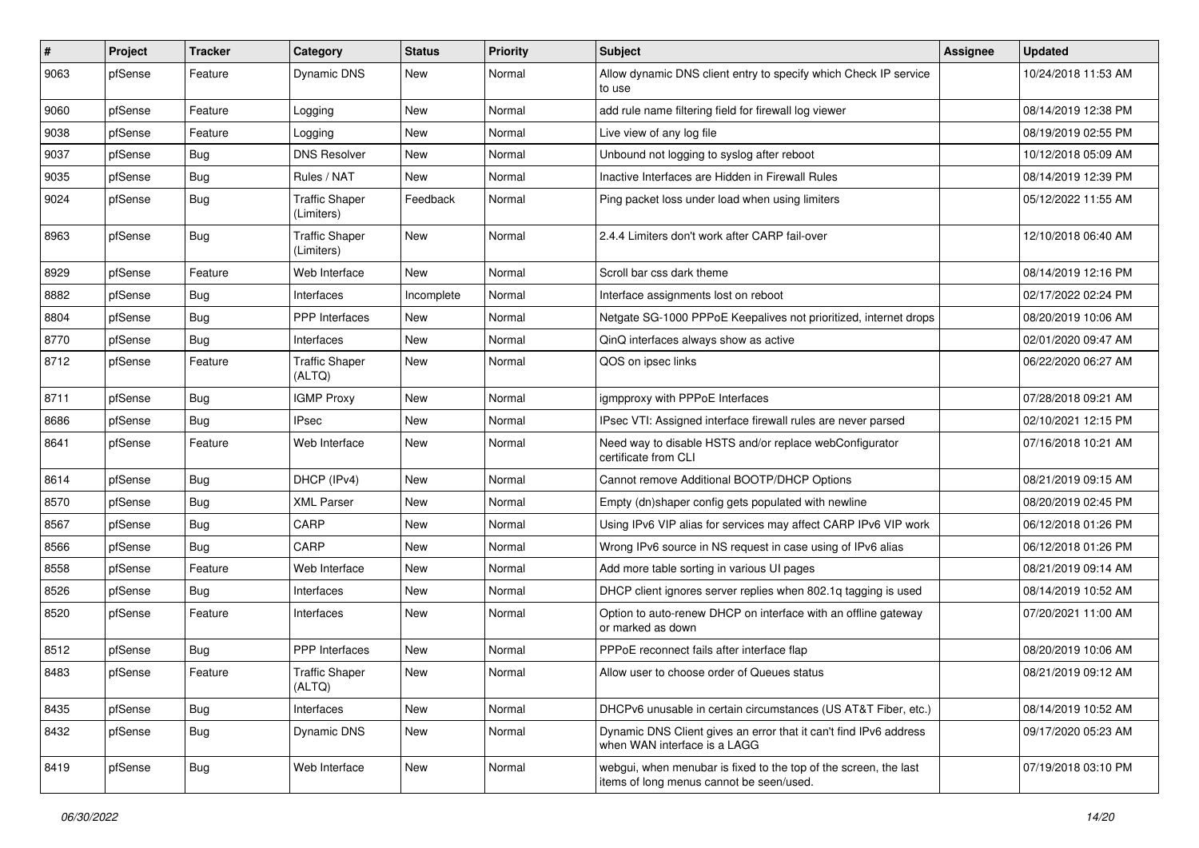| # | Project | Tracker | Category | Status | Priority | Subject | Assignee | Updated |
|---|---|---|---|---|---|---|---|---|
| 9063 | pfSense | Feature | Dynamic DNS | New | Normal | Allow dynamic DNS client entry to specify which Check IP service to use | | 10/24/2018 11:53 AM |
| 9060 | pfSense | Feature | Logging | New | Normal | add rule name filtering field for firewall log viewer | | 08/14/2019 12:38 PM |
| 9038 | pfSense | Feature | Logging | New | Normal | Live view of any log file | | 08/19/2019 02:55 PM |
| 9037 | pfSense | Bug | DNS Resolver | New | Normal | Unbound not logging to syslog after reboot | | 10/12/2018 05:09 AM |
| 9035 | pfSense | Bug | Rules / NAT | New | Normal | Inactive Interfaces are Hidden in Firewall Rules | | 08/14/2019 12:39 PM |
| 9024 | pfSense | Bug | Traffic Shaper (Limiters) | Feedback | Normal | Ping packet loss under load when using limiters | | 05/12/2022 11:55 AM |
| 8963 | pfSense | Bug | Traffic Shaper (Limiters) | New | Normal | 2.4.4 Limiters don't work after CARP fail-over | | 12/10/2018 06:40 AM |
| 8929 | pfSense | Feature | Web Interface | New | Normal | Scroll bar css dark theme | | 08/14/2019 12:16 PM |
| 8882 | pfSense | Bug | Interfaces | Incomplete | Normal | Interface assignments lost on reboot | | 02/17/2022 02:24 PM |
| 8804 | pfSense | Bug | PPP Interfaces | New | Normal | Netgate SG-1000 PPPoE Keepalives not prioritized, internet drops | | 08/20/2019 10:06 AM |
| 8770 | pfSense | Bug | Interfaces | New | Normal | QinQ interfaces always show as active | | 02/01/2020 09:47 AM |
| 8712 | pfSense | Feature | Traffic Shaper (ALTQ) | New | Normal | QOS on ipsec links | | 06/22/2020 06:27 AM |
| 8711 | pfSense | Bug | IGMP Proxy | New | Normal | igmpproxy with PPPoE Interfaces | | 07/28/2018 09:21 AM |
| 8686 | pfSense | Bug | IPsec | New | Normal | IPsec VTI: Assigned interface firewall rules are never parsed | | 02/10/2021 12:15 PM |
| 8641 | pfSense | Feature | Web Interface | New | Normal | Need way to disable HSTS and/or replace webConfigurator certificate from CLI | | 07/16/2018 10:21 AM |
| 8614 | pfSense | Bug | DHCP (IPv4) | New | Normal | Cannot remove Additional BOOTP/DHCP Options | | 08/21/2019 09:15 AM |
| 8570 | pfSense | Bug | XML Parser | New | Normal | Empty (dn)shaper config gets populated with newline | | 08/20/2019 02:45 PM |
| 8567 | pfSense | Bug | CARP | New | Normal | Using IPv6 VIP alias for services may affect CARP IPv6 VIP work | | 06/12/2018 01:26 PM |
| 8566 | pfSense | Bug | CARP | New | Normal | Wrong IPv6 source in NS request in case using of IPv6 alias | | 06/12/2018 01:26 PM |
| 8558 | pfSense | Feature | Web Interface | New | Normal | Add more table sorting in various UI pages | | 08/21/2019 09:14 AM |
| 8526 | pfSense | Bug | Interfaces | New | Normal | DHCP client ignores server replies when 802.1q tagging is used | | 08/14/2019 10:52 AM |
| 8520 | pfSense | Feature | Interfaces | New | Normal | Option to auto-renew DHCP on interface with an offline gateway or marked as down | | 07/20/2021 11:00 AM |
| 8512 | pfSense | Bug | PPP Interfaces | New | Normal | PPPoE reconnect fails after interface flap | | 08/20/2019 10:06 AM |
| 8483 | pfSense | Feature | Traffic Shaper (ALTQ) | New | Normal | Allow user to choose order of Queues status | | 08/21/2019 09:12 AM |
| 8435 | pfSense | Bug | Interfaces | New | Normal | DHCPv6 unusable in certain circumstances (US AT&T Fiber, etc.) | | 08/14/2019 10:52 AM |
| 8432 | pfSense | Bug | Dynamic DNS | New | Normal | Dynamic DNS Client gives an error that it can't find IPv6 address when WAN interface is a LAGG | | 09/17/2020 05:23 AM |
| 8419 | pfSense | Bug | Web Interface | New | Normal | webgui, when menubar is fixed to the top of the screen, the last items of long menus cannot be seen/used. | | 07/19/2018 03:10 PM |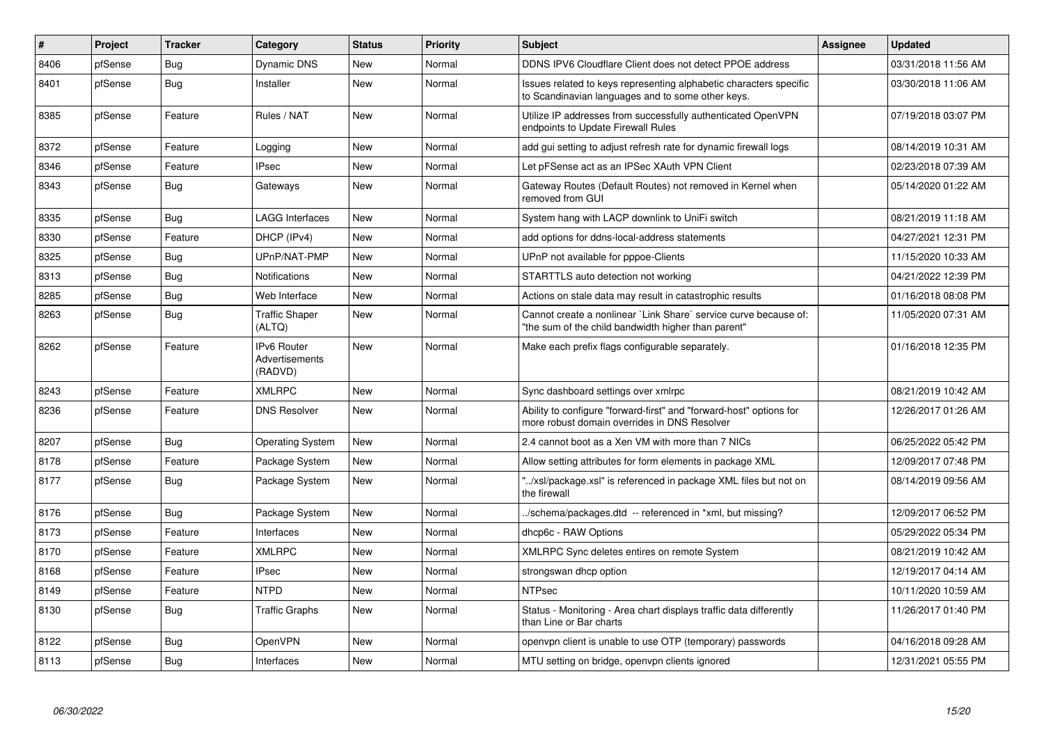| # | Project | Tracker | Category | Status | Priority | Subject | Assignee | Updated |
|---|---|---|---|---|---|---|---|---|
| 8406 | pfSense | Bug | Dynamic DNS | New | Normal | DDNS IPV6 Cloudflare Client does not detect PPOE address | | 03/31/2018 11:56 AM |
| 8401 | pfSense | Bug | Installer | New | Normal | Issues related to keys representing alphabetic characters specific to Scandinavian languages and to some other keys. | | 03/30/2018 11:06 AM |
| 8385 | pfSense | Feature | Rules / NAT | New | Normal | Utilize IP addresses from successfully authenticated OpenVPN endpoints to Update Firewall Rules | | 07/19/2018 03:07 PM |
| 8372 | pfSense | Feature | Logging | New | Normal | add gui setting to adjust refresh rate for dynamic firewall logs | | 08/14/2019 10:31 AM |
| 8346 | pfSense | Feature | IPsec | New | Normal | Let pFSense act as an IPSec XAuth VPN Client | | 02/23/2018 07:39 AM |
| 8343 | pfSense | Bug | Gateways | New | Normal | Gateway Routes (Default Routes) not removed in Kernel when removed from GUI | | 05/14/2020 01:22 AM |
| 8335 | pfSense | Bug | LAGG Interfaces | New | Normal | System hang with LACP downlink to UniFi switch | | 08/21/2019 11:18 AM |
| 8330 | pfSense | Feature | DHCP (IPv4) | New | Normal | add options for ddns-local-address statements | | 04/27/2021 12:31 PM |
| 8325 | pfSense | Bug | UPnP/NAT-PMP | New | Normal | UPnP not available for pppoe-Clients | | 11/15/2020 10:33 AM |
| 8313 | pfSense | Bug | Notifications | New | Normal | STARTTLS auto detection not working | | 04/21/2022 12:39 PM |
| 8285 | pfSense | Bug | Web Interface | New | Normal | Actions on stale data may result in catastrophic results | | 01/16/2018 08:08 PM |
| 8263 | pfSense | Bug | Traffic Shaper (ALTQ) | New | Normal | Cannot create a nonlinear `Link Share` service curve because of: "the sum of the child bandwidth higher than parent" | | 11/05/2020 07:31 AM |
| 8262 | pfSense | Feature | IPv6 Router Advertisements (RADVD) | New | Normal | Make each prefix flags configurable separately. | | 01/16/2018 12:35 PM |
| 8243 | pfSense | Feature | XMLRPC | New | Normal | Sync dashboard settings over xmlrpc | | 08/21/2019 10:42 AM |
| 8236 | pfSense | Feature | DNS Resolver | New | Normal | Ability to configure "forward-first" and "forward-host" options for more robust domain overrides in DNS Resolver | | 12/26/2017 01:26 AM |
| 8207 | pfSense | Bug | Operating System | New | Normal | 2.4 cannot boot as a Xen VM with more than 7 NICs | | 06/25/2022 05:42 PM |
| 8178 | pfSense | Feature | Package System | New | Normal | Allow setting attributes for form elements in package XML | | 12/09/2017 07:48 PM |
| 8177 | pfSense | Bug | Package System | New | Normal | "../xsl/package.xsl" is referenced in package XML files but not on the firewall | | 08/14/2019 09:56 AM |
| 8176 | pfSense | Bug | Package System | New | Normal | ../schema/packages.dtd -- referenced in *xml, but missing? | | 12/09/2017 06:52 PM |
| 8173 | pfSense | Feature | Interfaces | New | Normal | dhcp6c - RAW Options | | 05/29/2022 05:34 PM |
| 8170 | pfSense | Feature | XMLRPC | New | Normal | XMLRPC Sync deletes entires on remote System | | 08/21/2019 10:42 AM |
| 8168 | pfSense | Feature | IPsec | New | Normal | strongswan dhcp option | | 12/19/2017 04:14 AM |
| 8149 | pfSense | Feature | NTPD | New | Normal | NTPsec | | 10/11/2020 10:59 AM |
| 8130 | pfSense | Bug | Traffic Graphs | New | Normal | Status - Monitoring - Area chart displays traffic data differently than Line or Bar charts | | 11/26/2017 01:40 PM |
| 8122 | pfSense | Bug | OpenVPN | New | Normal | openvpn client is unable to use OTP (temporary) passwords | | 04/16/2018 09:28 AM |
| 8113 | pfSense | Bug | Interfaces | New | Normal | MTU setting on bridge, openvpn clients ignored | | 12/31/2021 05:55 PM |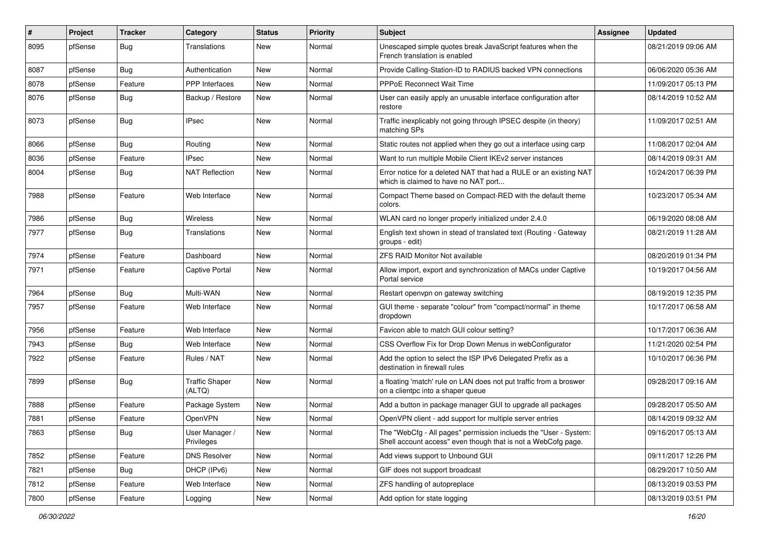| # | Project | Tracker | Category | Status | Priority | Subject | Assignee | Updated |
|---|---|---|---|---|---|---|---|---|
| 8095 | pfSense | Bug | Translations | New | Normal | Unescaped simple quotes break JavaScript features when the French translation is enabled | | 08/21/2019 09:06 AM |
| 8087 | pfSense | Bug | Authentication | New | Normal | Provide Calling-Station-ID to RADIUS backed VPN connections | | 06/06/2020 05:36 AM |
| 8078 | pfSense | Feature | PPP Interfaces | New | Normal | PPPoE Reconnect Wait Time | | 11/09/2017 05:13 PM |
| 8076 | pfSense | Bug | Backup / Restore | New | Normal | User can easily apply an unusable interface configuration after restore | | 08/14/2019 10:52 AM |
| 8073 | pfSense | Bug | IPsec | New | Normal | Traffic inexplicably not going through IPSEC despite (in theory) matching SPs | | 11/09/2017 02:51 AM |
| 8066 | pfSense | Bug | Routing | New | Normal | Static routes not applied when they go out a interface using carp | | 11/08/2017 02:04 AM |
| 8036 | pfSense | Feature | IPsec | New | Normal | Want to run multiple Mobile Client IKEv2 server instances | | 08/14/2019 09:31 AM |
| 8004 | pfSense | Bug | NAT Reflection | New | Normal | Error notice for a deleted NAT that had a RULE or an existing NAT which is claimed to have no NAT port... | | 10/24/2017 06:39 PM |
| 7988 | pfSense | Feature | Web Interface | New | Normal | Compact Theme based on Compact-RED with the default theme colors. | | 10/23/2017 05:34 AM |
| 7986 | pfSense | Bug | Wireless | New | Normal | WLAN card no longer properly initialized under 2.4.0 | | 06/19/2020 08:08 AM |
| 7977 | pfSense | Bug | Translations | New | Normal | English text shown in stead of translated text (Routing - Gateway groups - edit) | | 08/21/2019 11:28 AM |
| 7974 | pfSense | Feature | Dashboard | New | Normal | ZFS RAID Monitor Not available | | 08/20/2019 01:34 PM |
| 7971 | pfSense | Feature | Captive Portal | New | Normal | Allow import, export and synchronization of MACs under Captive Portal service | | 10/19/2017 04:56 AM |
| 7964 | pfSense | Bug | Multi-WAN | New | Normal | Restart openvpn on gateway switching | | 08/19/2019 12:35 PM |
| 7957 | pfSense | Feature | Web Interface | New | Normal | GUI theme - separate "colour" from "compact/normal" in theme dropdown | | 10/17/2017 06:58 AM |
| 7956 | pfSense | Feature | Web Interface | New | Normal | Favicon able to match GUI colour setting? | | 10/17/2017 06:36 AM |
| 7943 | pfSense | Bug | Web Interface | New | Normal | CSS Overflow Fix for Drop Down Menus in webConfigurator | | 11/21/2020 02:54 PM |
| 7922 | pfSense | Feature | Rules / NAT | New | Normal | Add the option to select the ISP IPv6 Delegated Prefix as a destination in firewall rules | | 10/10/2017 06:36 PM |
| 7899 | pfSense | Bug | Traffic Shaper (ALTQ) | New | Normal | a floating 'match' rule on LAN does not put traffic from a broswer on a clientpc into a shaper queue | | 09/28/2017 09:16 AM |
| 7888 | pfSense | Feature | Package System | New | Normal | Add a button in package manager GUI to upgrade all packages | | 09/28/2017 05:50 AM |
| 7881 | pfSense | Feature | OpenVPN | New | Normal | OpenVPN client - add support for multiple server entries | | 08/14/2019 09:32 AM |
| 7863 | pfSense | Bug | User Manager / Privileges | New | Normal | The "WebCfg - All pages" permission inclueds the "User - System: Shell account access" even though that is not a WebCofg page. | | 09/16/2017 05:13 AM |
| 7852 | pfSense | Feature | DNS Resolver | New | Normal | Add views support to Unbound GUI | | 09/11/2017 12:26 PM |
| 7821 | pfSense | Bug | DHCP (IPv6) | New | Normal | GIF does not support broadcast | | 08/29/2017 10:50 AM |
| 7812 | pfSense | Feature | Web Interface | New | Normal | ZFS handling of autopreplace | | 08/13/2019 03:53 PM |
| 7800 | pfSense | Feature | Logging | New | Normal | Add option for state logging | | 08/13/2019 03:51 PM |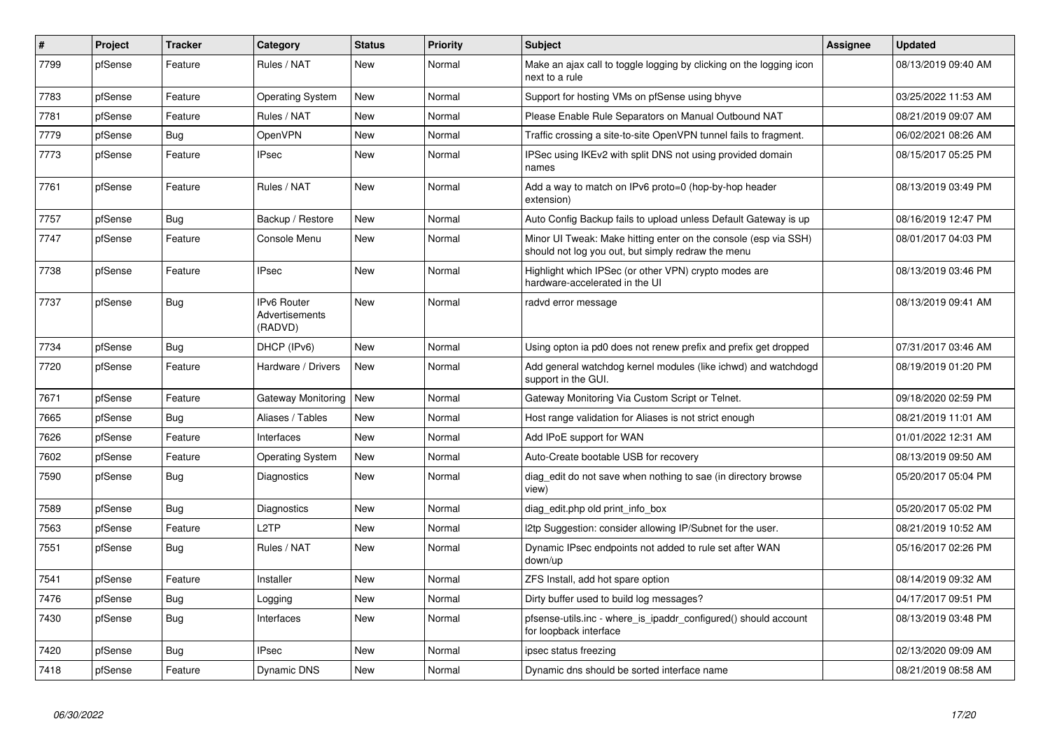| # | Project | Tracker | Category | Status | Priority | Subject | Assignee | Updated |
|---|---|---|---|---|---|---|---|---|
| 7799 | pfSense | Feature | Rules / NAT | New | Normal | Make an ajax call to toggle logging by clicking on the logging icon next to a rule | | 08/13/2019 09:40 AM |
| 7783 | pfSense | Feature | Operating System | New | Normal | Support for hosting VMs on pfSense using bhyve | | 03/25/2022 11:53 AM |
| 7781 | pfSense | Feature | Rules / NAT | New | Normal | Please Enable Rule Separators on Manual Outbound NAT | | 08/21/2019 09:07 AM |
| 7779 | pfSense | Bug | OpenVPN | New | Normal | Traffic crossing a site-to-site OpenVPN tunnel fails to fragment. | | 06/02/2021 08:26 AM |
| 7773 | pfSense | Feature | IPsec | New | Normal | IPSec using IKEv2 with split DNS not using provided domain names | | 08/15/2017 05:25 PM |
| 7761 | pfSense | Feature | Rules / NAT | New | Normal | Add a way to match on IPv6 proto=0 (hop-by-hop header extension) | | 08/13/2019 03:49 PM |
| 7757 | pfSense | Bug | Backup / Restore | New | Normal | Auto Config Backup fails to upload unless Default Gateway is up | | 08/16/2019 12:47 PM |
| 7747 | pfSense | Feature | Console Menu | New | Normal | Minor UI Tweak: Make hitting enter on the console (esp via SSH) should not log you out, but simply redraw the menu | | 08/01/2017 04:03 PM |
| 7738 | pfSense | Feature | IPsec | New | Normal | Highlight which IPSec (or other VPN) crypto modes are hardware-accelerated in the UI | | 08/13/2019 03:46 PM |
| 7737 | pfSense | Bug | IPv6 Router Advertisements (RADVD) | New | Normal | radvd error message | | 08/13/2019 09:41 AM |
| 7734 | pfSense | Bug | DHCP (IPv6) | New | Normal | Using opton ia pd0 does not renew prefix and prefix get dropped | | 07/31/2017 03:46 AM |
| 7720 | pfSense | Feature | Hardware / Drivers | New | Normal | Add general watchdog kernel modules (like ichwd) and watchdogd support in the GUI. | | 08/19/2019 01:20 PM |
| 7671 | pfSense | Feature | Gateway Monitoring | New | Normal | Gateway Monitoring Via Custom Script or Telnet. | | 09/18/2020 02:59 PM |
| 7665 | pfSense | Bug | Aliases / Tables | New | Normal | Host range validation for Aliases is not strict enough | | 08/21/2019 11:01 AM |
| 7626 | pfSense | Feature | Interfaces | New | Normal | Add IPoE support for WAN | | 01/01/2022 12:31 AM |
| 7602 | pfSense | Feature | Operating System | New | Normal | Auto-Create bootable USB for recovery | | 08/13/2019 09:50 AM |
| 7590 | pfSense | Bug | Diagnostics | New | Normal | diag_edit do not save when nothing to sae (in directory browse view) | | 05/20/2017 05:04 PM |
| 7589 | pfSense | Bug | Diagnostics | New | Normal | diag_edit.php old print_info_box | | 05/20/2017 05:02 PM |
| 7563 | pfSense | Feature | L2TP | New | Normal | l2tp Suggestion: consider allowing IP/Subnet for the user. | | 08/21/2019 10:52 AM |
| 7551 | pfSense | Bug | Rules / NAT | New | Normal | Dynamic IPsec endpoints not added to rule set after WAN down/up | | 05/16/2017 02:26 PM |
| 7541 | pfSense | Feature | Installer | New | Normal | ZFS Install, add hot spare option | | 08/14/2019 09:32 AM |
| 7476 | pfSense | Bug | Logging | New | Normal | Dirty buffer used to build log messages? | | 04/17/2017 09:51 PM |
| 7430 | pfSense | Bug | Interfaces | New | Normal | pfsense-utils.inc - where_is_ipaddr_configured() should account for loopback interface | | 08/13/2019 03:48 PM |
| 7420 | pfSense | Bug | IPsec | New | Normal | ipsec status freezing | | 02/13/2020 09:09 AM |
| 7418 | pfSense | Feature | Dynamic DNS | New | Normal | Dynamic dns should be sorted interface name | | 08/21/2019 08:58 AM |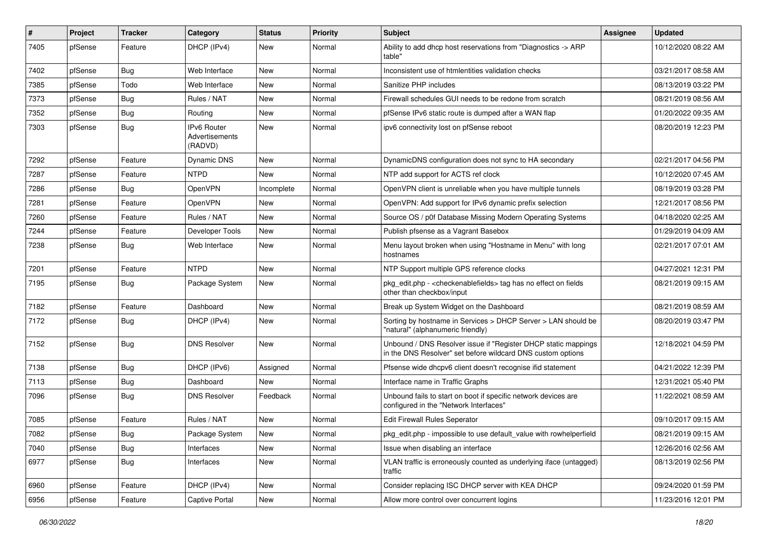| # | Project | Tracker | Category | Status | Priority | Subject | Assignee | Updated |
|---|---|---|---|---|---|---|---|---|
| 7405 | pfSense | Feature | DHCP (IPv4) | New | Normal | Ability to add dhcp host reservations from "Diagnostics -> ARP table" | | 10/12/2020 08:22 AM |
| 7402 | pfSense | Bug | Web Interface | New | Normal | Inconsistent use of htmlentities validation checks | | 03/21/2017 08:58 AM |
| 7385 | pfSense | Todo | Web Interface | New | Normal | Sanitize PHP includes | | 08/13/2019 03:22 PM |
| 7373 | pfSense | Bug | Rules / NAT | New | Normal | Firewall schedules GUI needs to be redone from scratch | | 08/21/2019 08:56 AM |
| 7352 | pfSense | Bug | Routing | New | Normal | pfSense IPv6 static route is dumped after a WAN flap | | 01/20/2022 09:35 AM |
| 7303 | pfSense | Bug | IPv6 Router Advertisements (RADVD) | New | Normal | ipv6 connectivity lost on pfSense reboot | | 08/20/2019 12:23 PM |
| 7292 | pfSense | Feature | Dynamic DNS | New | Normal | DynamicDNS configuration does not sync to HA secondary | | 02/21/2017 04:56 PM |
| 7287 | pfSense | Feature | NTPD | New | Normal | NTP add support for ACTS ref clock | | 10/12/2020 07:45 AM |
| 7286 | pfSense | Bug | OpenVPN | Incomplete | Normal | OpenVPN client is unreliable when you have multiple tunnels | | 08/19/2019 03:28 PM |
| 7281 | pfSense | Feature | OpenVPN | New | Normal | OpenVPN: Add support for IPv6 dynamic prefix selection | | 12/21/2017 08:56 PM |
| 7260 | pfSense | Feature | Rules / NAT | New | Normal | Source OS / p0f Database Missing Modern Operating Systems | | 04/18/2020 02:25 AM |
| 7244 | pfSense | Feature | Developer Tools | New | Normal | Publish pfsense as a Vagrant Basebox | | 01/29/2019 04:09 AM |
| 7238 | pfSense | Bug | Web Interface | New | Normal | Menu layout broken when using "Hostname in Menu" with long hostnames | | 02/21/2017 07:01 AM |
| 7201 | pfSense | Feature | NTPD | New | Normal | NTP Support multiple GPS reference clocks | | 04/27/2021 12:31 PM |
| 7195 | pfSense | Bug | Package System | New | Normal | pkg_edit.php - <checkenablefields> tag has no effect on fields other than checkbox/input | | 08/21/2019 09:15 AM |
| 7182 | pfSense | Feature | Dashboard | New | Normal | Break up System Widget on the Dashboard | | 08/21/2019 08:59 AM |
| 7172 | pfSense | Bug | DHCP (IPv4) | New | Normal | Sorting by hostname in Services > DHCP Server > LAN should be "natural" (alphanumeric friendly) | | 08/20/2019 03:47 PM |
| 7152 | pfSense | Bug | DNS Resolver | New | Normal | Unbound / DNS Resolver issue if "Register DHCP static mappings in the DNS Resolver" set before wildcard DNS custom options | | 12/18/2021 04:59 PM |
| 7138 | pfSense | Bug | DHCP (IPv6) | Assigned | Normal | Pfsense wide dhcpv6 client doesn't recognise ifid statement | | 04/21/2022 12:39 PM |
| 7113 | pfSense | Bug | Dashboard | New | Normal | Interface name in Traffic Graphs | | 12/31/2021 05:40 PM |
| 7096 | pfSense | Bug | DNS Resolver | Feedback | Normal | Unbound fails to start on boot if specific network devices are configured in the "Network Interfaces" | | 11/22/2021 08:59 AM |
| 7085 | pfSense | Feature | Rules / NAT | New | Normal | Edit Firewall Rules Seperator | | 09/10/2017 09:15 AM |
| 7082 | pfSense | Bug | Package System | New | Normal | pkg_edit.php - impossible to use default_value with rowhelperfield | | 08/21/2019 09:15 AM |
| 7040 | pfSense | Bug | Interfaces | New | Normal | Issue when disabling an interface | | 12/26/2016 02:56 AM |
| 6977 | pfSense | Bug | Interfaces | New | Normal | VLAN traffic is erroneously counted as underlying iface (untagged) traffic | | 08/13/2019 02:56 PM |
| 6960 | pfSense | Feature | DHCP (IPv4) | New | Normal | Consider replacing ISC DHCP server with KEA DHCP | | 09/24/2020 01:59 PM |
| 6956 | pfSense | Feature | Captive Portal | New | Normal | Allow more control over concurrent logins | | 11/23/2016 12:01 PM |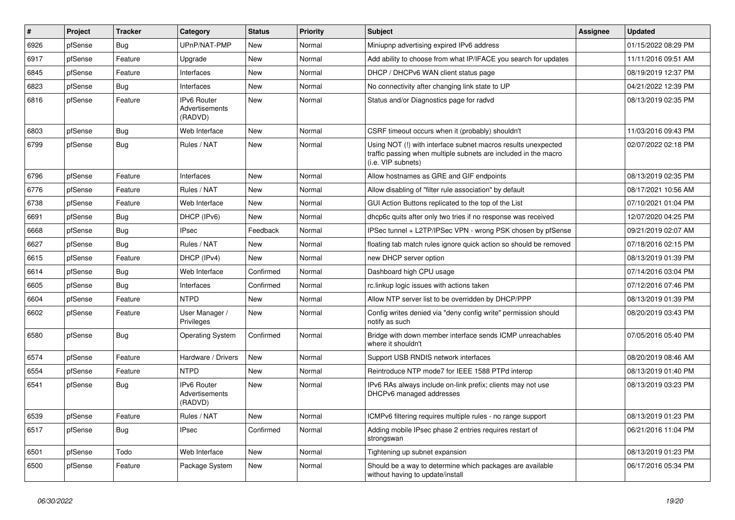| # | Project | Tracker | Category | Status | Priority | Subject | Assignee | Updated |
|---|---|---|---|---|---|---|---|---|
| 6926 | pfSense | Bug | UPnP/NAT-PMP | New | Normal | Miniupnp advertising expired IPv6 address | | 01/15/2022 08:29 PM |
| 6917 | pfSense | Feature | Upgrade | New | Normal | Add ability to choose from what IP/IFACE you search for updates | | 11/11/2016 09:51 AM |
| 6845 | pfSense | Feature | Interfaces | New | Normal | DHCP / DHCPv6 WAN client status page | | 08/19/2019 12:37 PM |
| 6823 | pfSense | Bug | Interfaces | New | Normal | No connectivity after changing link state to UP | | 04/21/2022 12:39 PM |
| 6816 | pfSense | Feature | IPv6 Router Advertisements (RADVD) | New | Normal | Status and/or Diagnostics page for radvd | | 08/13/2019 02:35 PM |
| 6803 | pfSense | Bug | Web Interface | New | Normal | CSRF timeout occurs when it (probably) shouldn't | | 11/03/2016 09:43 PM |
| 6799 | pfSense | Bug | Rules / NAT | New | Normal | Using NOT (!) with interface subnet macros results unexpected traffic passing when multiple subnets are included in the macro (i.e. VIP subnets) | | 02/07/2022 02:18 PM |
| 6796 | pfSense | Feature | Interfaces | New | Normal | Allow hostnames as GRE and GIF endpoints | | 08/13/2019 02:35 PM |
| 6776 | pfSense | Feature | Rules / NAT | New | Normal | Allow disabling of "filter rule association" by default | | 08/17/2021 10:56 AM |
| 6738 | pfSense | Feature | Web Interface | New | Normal | GUI Action Buttons replicated to the top of the List | | 07/10/2021 01:04 PM |
| 6691 | pfSense | Bug | DHCP (IPv6) | New | Normal | dhcp6c quits after only two tries if no response was received | | 12/07/2020 04:25 PM |
| 6668 | pfSense | Bug | IPsec | Feedback | Normal | IPSec tunnel + L2TP/IPSec VPN - wrong PSK chosen by pfSense | | 09/21/2019 02:07 AM |
| 6627 | pfSense | Bug | Rules / NAT | New | Normal | floating tab match rules ignore quick action so should be removed | | 07/18/2016 02:15 PM |
| 6615 | pfSense | Feature | DHCP (IPv4) | New | Normal | new DHCP server option | | 08/13/2019 01:39 PM |
| 6614 | pfSense | Bug | Web Interface | Confirmed | Normal | Dashboard high CPU usage | | 07/14/2016 03:04 PM |
| 6605 | pfSense | Bug | Interfaces | Confirmed | Normal | rc.linkup logic issues with actions taken | | 07/12/2016 07:46 PM |
| 6604 | pfSense | Feature | NTPD | New | Normal | Allow NTP server list to be overridden by DHCP/PPP | | 08/13/2019 01:39 PM |
| 6602 | pfSense | Feature | User Manager / Privileges | New | Normal | Config writes denied via "deny config write" permission should notify as such | | 08/20/2019 03:43 PM |
| 6580 | pfSense | Bug | Operating System | Confirmed | Normal | Bridge with down member interface sends ICMP unreachables where it shouldn't | | 07/05/2016 05:40 PM |
| 6574 | pfSense | Feature | Hardware / Drivers | New | Normal | Support USB RNDIS network interfaces | | 08/20/2019 08:46 AM |
| 6554 | pfSense | Feature | NTPD | New | Normal | Reintroduce NTP mode7 for IEEE 1588 PTPd interop | | 08/13/2019 01:40 PM |
| 6541 | pfSense | Bug | IPv6 Router Advertisements (RADVD) | New | Normal | IPv6 RAs always include on-link prefix; clients may not use DHCPv6 managed addresses | | 08/13/2019 03:23 PM |
| 6539 | pfSense | Feature | Rules / NAT | New | Normal | ICMPv6 filtering requires multiple rules - no range support | | 08/13/2019 01:23 PM |
| 6517 | pfSense | Bug | IPsec | Confirmed | Normal | Adding mobile IPsec phase 2 entries requires restart of strongswan | | 06/21/2016 11:04 PM |
| 6501 | pfSense | Todo | Web Interface | New | Normal | Tightening up subnet expansion | | 08/13/2019 01:23 PM |
| 6500 | pfSense | Feature | Package System | New | Normal | Should be a way to determine which packages are available without having to update/install | | 06/17/2016 05:34 PM |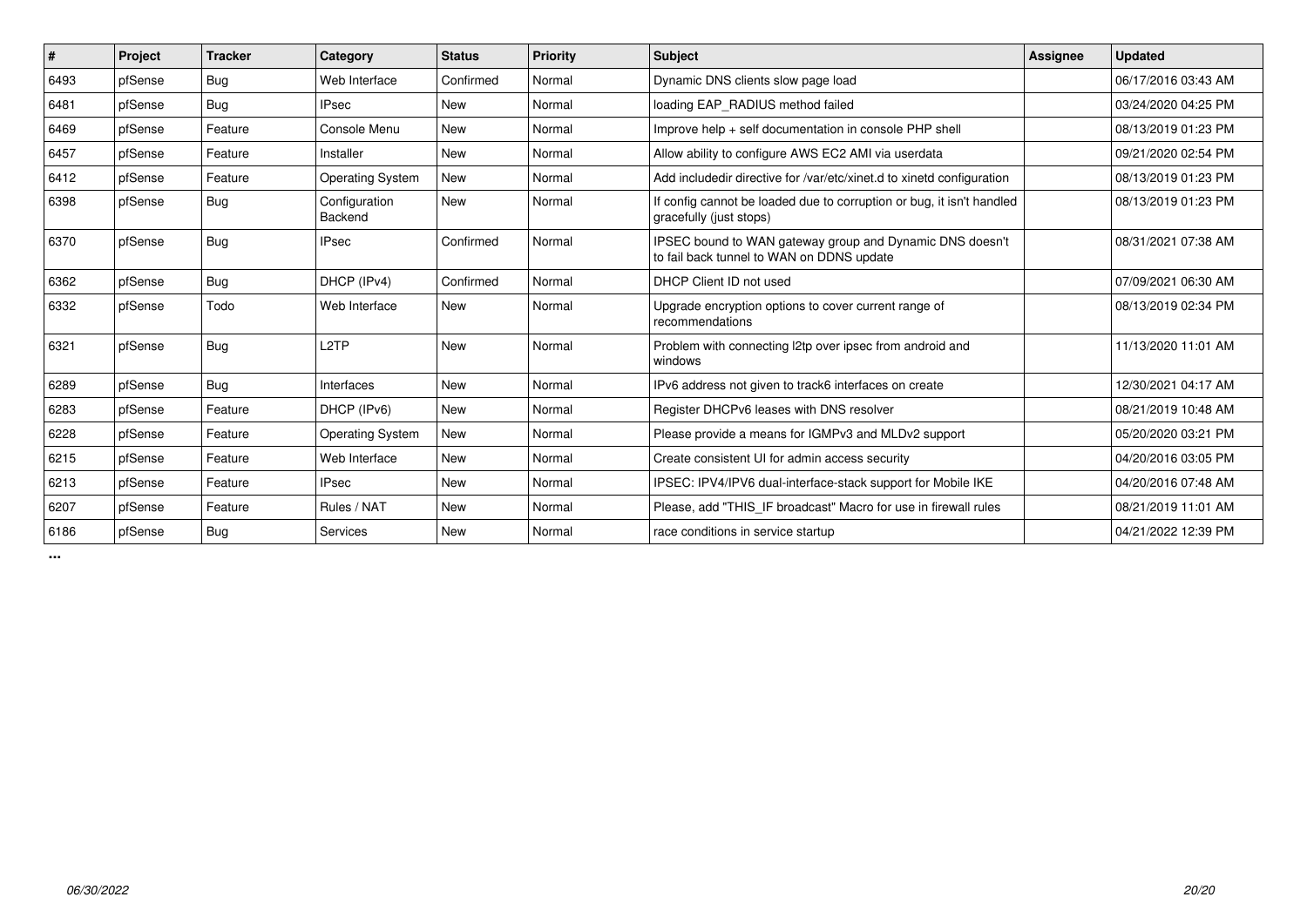| # | Project | Tracker | Category | Status | Priority | Subject | Assignee | Updated |
|---|---|---|---|---|---|---|---|---|
| 6493 | pfSense | Bug | Web Interface | Confirmed | Normal | Dynamic DNS clients slow page load | | 06/17/2016 03:43 AM |
| 6481 | pfSense | Bug | IPsec | New | Normal | loading EAP_RADIUS method failed | | 03/24/2020 04:25 PM |
| 6469 | pfSense | Feature | Console Menu | New | Normal | Improve help + self documentation in console PHP shell | | 08/13/2019 01:23 PM |
| 6457 | pfSense | Feature | Installer | New | Normal | Allow ability to configure AWS EC2 AMI via userdata | | 09/21/2020 02:54 PM |
| 6412 | pfSense | Feature | Operating System | New | Normal | Add includedir directive for /var/etc/xinet.d to xinetd configuration | | 08/13/2019 01:23 PM |
| 6398 | pfSense | Bug | Configuration Backend | New | Normal | If config cannot be loaded due to corruption or bug, it isn't handled gracefully (just stops) | | 08/13/2019 01:23 PM |
| 6370 | pfSense | Bug | IPsec | Confirmed | Normal | IPSEC bound to WAN gateway group and Dynamic DNS doesn't to fail back tunnel to WAN on DDNS update | | 08/31/2021 07:38 AM |
| 6362 | pfSense | Bug | DHCP (IPv4) | Confirmed | Normal | DHCP Client ID not used | | 07/09/2021 06:30 AM |
| 6332 | pfSense | Todo | Web Interface | New | Normal | Upgrade encryption options to cover current range of recommendations | | 08/13/2019 02:34 PM |
| 6321 | pfSense | Bug | L2TP | New | Normal | Problem with connecting l2tp over ipsec from android and windows | | 11/13/2020 11:01 AM |
| 6289 | pfSense | Bug | Interfaces | New | Normal | IPv6 address not given to track6 interfaces on create | | 12/30/2021 04:17 AM |
| 6283 | pfSense | Feature | DHCP (IPv6) | New | Normal | Register DHCPv6 leases with DNS resolver | | 08/21/2019 10:48 AM |
| 6228 | pfSense | Feature | Operating System | New | Normal | Please provide a means for IGMPv3 and MLDv2 support | | 05/20/2020 03:21 PM |
| 6215 | pfSense | Feature | Web Interface | New | Normal | Create consistent UI for admin access security | | 04/20/2016 03:05 PM |
| 6213 | pfSense | Feature | IPsec | New | Normal | IPSEC: IPV4/IPV6 dual-interface-stack support for Mobile IKE | | 04/20/2016 07:48 AM |
| 6207 | pfSense | Feature | Rules / NAT | New | Normal | Please, add "THIS_IF broadcast" Macro for use in firewall rules | | 08/21/2019 11:01 AM |
| 6186 | pfSense | Bug | Services | New | Normal | race conditions in service startup | | 04/21/2022 12:39 PM |

...